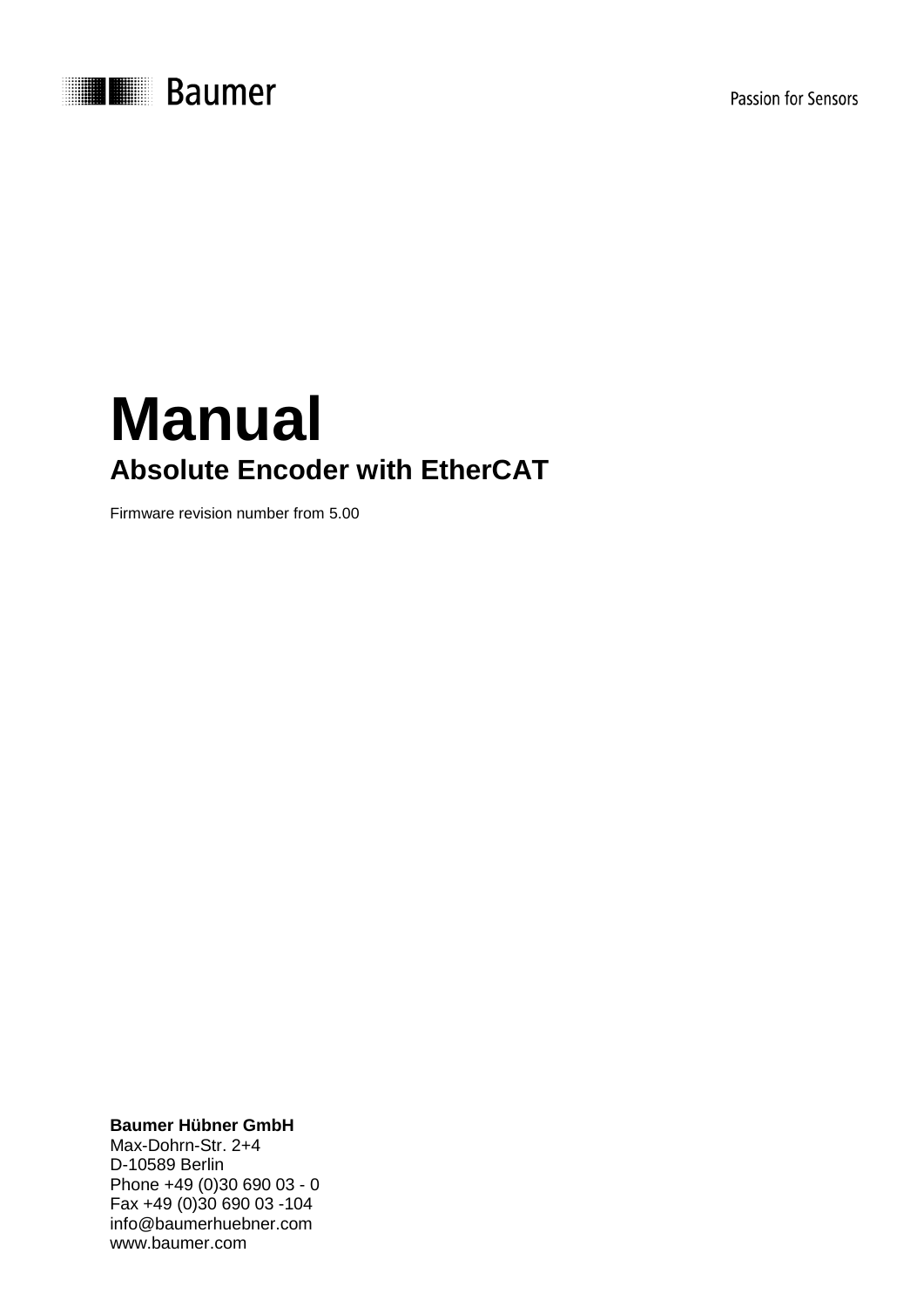Baumer

Passion for Sensors

# Manual

## Absolute Encoder with EtherCAT

Firmware revision number from 5.00

**Baumer Hübner GmbH**
Max-Dohrn-Str. 2+4
D-10589 Berlin
Phone +49 (0)30 690 03 - 0
Fax +49 (0)30 690 03 -104
info@baumerhuebner.com
www.baumer.com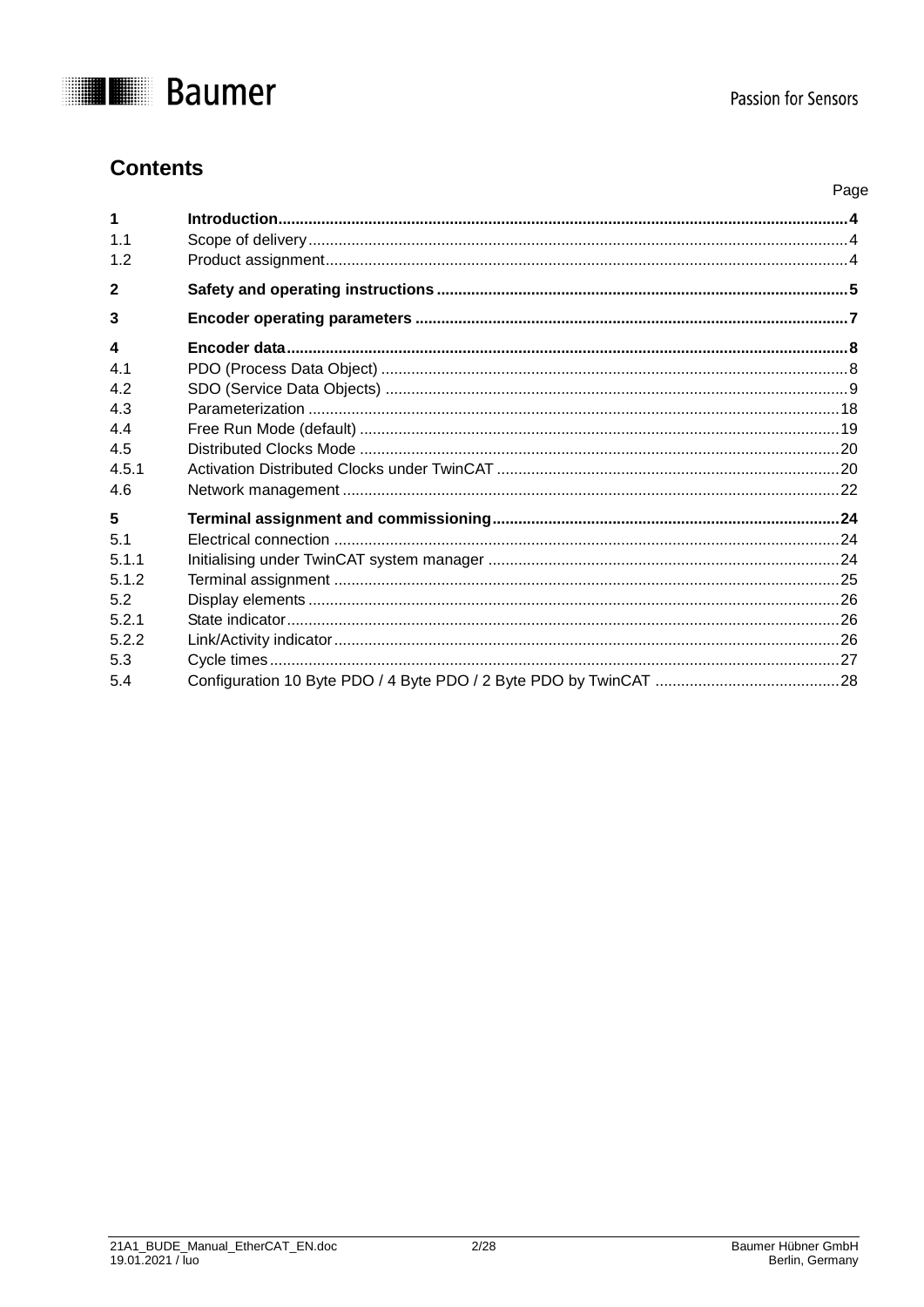# Contents

| | | Page |
|---|---|---|
| **1** | **Introduction** | **4** |
| 1.1 | Scope of delivery | 4 |
| 1.2 | Product assignment | 4 |
| **2** | **Safety and operating instructions** | **5** |
| **3** | **Encoder operating parameters** | **7** |
| **4** | **Encoder data** | **8** |
| 4.1 | PDO (Process Data Object) | 8 |
| 4.2 | SDO (Service Data Objects) | 9 |
| 4.3 | Parameterization | 18 |
| 4.4 | Free Run Mode (default) | 19 |
| 4.5 | Distributed Clocks Mode | 20 |
| 4.5.1 | Activation Distributed Clocks under TwinCAT | 20 |
| 4.6 | Network management | 22 |
| **5** | **Terminal assignment and commissioning** | **24** |
| 5.1 | Electrical connection | 24 |
| 5.1.1 | Initialising under TwinCAT system manager | 24 |
| 5.1.2 | Terminal assignment | 25 |
| 5.2 | Display elements | 26 |
| 5.2.1 | State indicator | 26 |
| 5.2.2 | Link/Activity indicator | 26 |
| 5.3 | Cycle times | 27 |
| 5.4 | Configuration 10 Byte PDO / 4 Byte PDO / 2 Byte PDO by TwinCAT | 28 |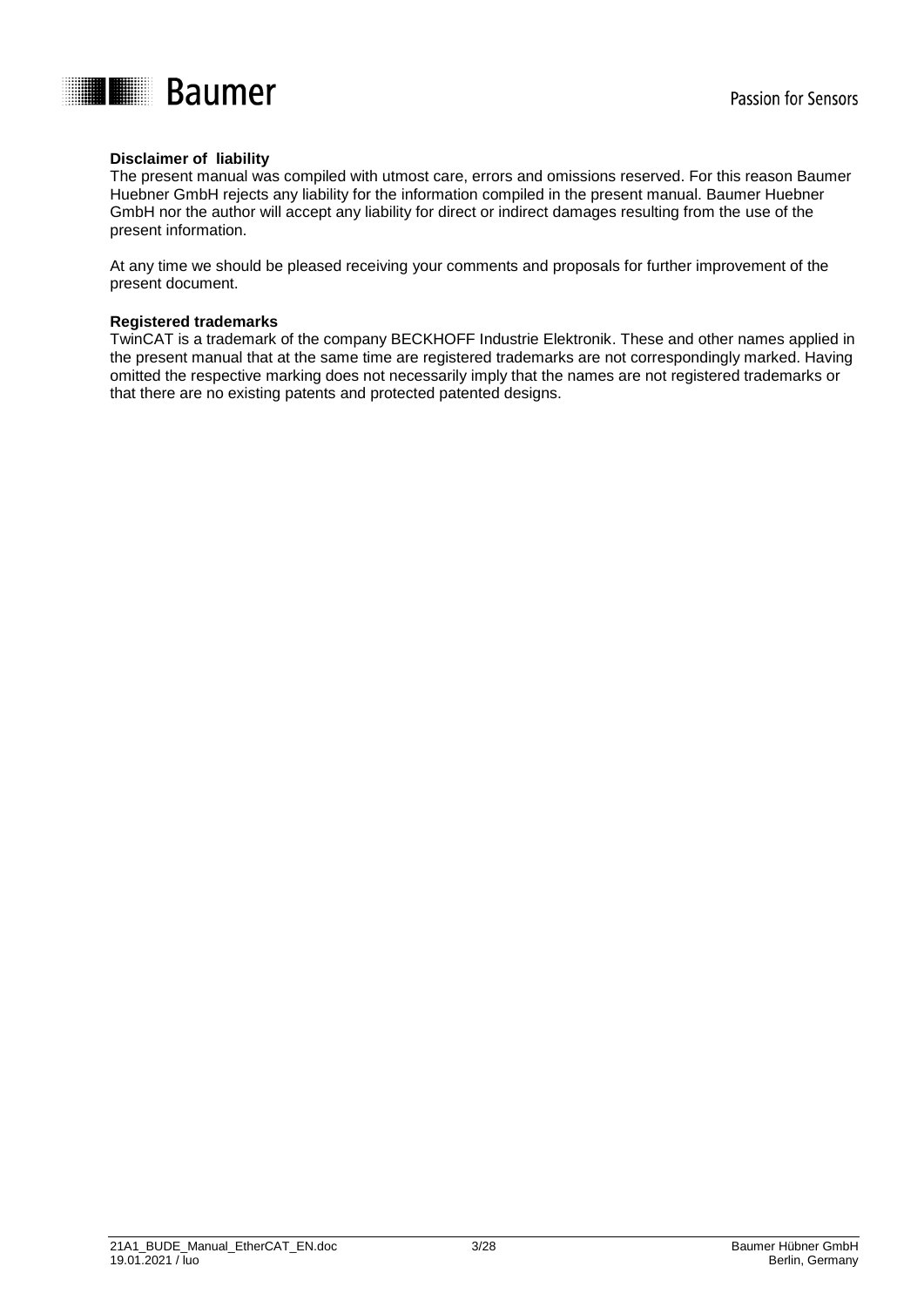**Disclaimer of liability**

The present manual was compiled with utmost care, errors and omissions reserved. For this reason Baumer Huebner GmbH rejects any liability for the information compiled in the present manual. Baumer Huebner GmbH nor the author will accept any liability for direct or indirect damages resulting from the use of the present information.

At any time we should be pleased receiving your comments and proposals for further improvement of the present document.

**Registered trademarks**

TwinCAT is a trademark of the company BECKHOFF Industrie Elektronik. These and other names applied in the present manual that at the same time are registered trademarks are not correspondingly marked. Having omitted the respective marking does not necessarily imply that the names are not registered trademarks or that there are no existing patents and protected patented designs.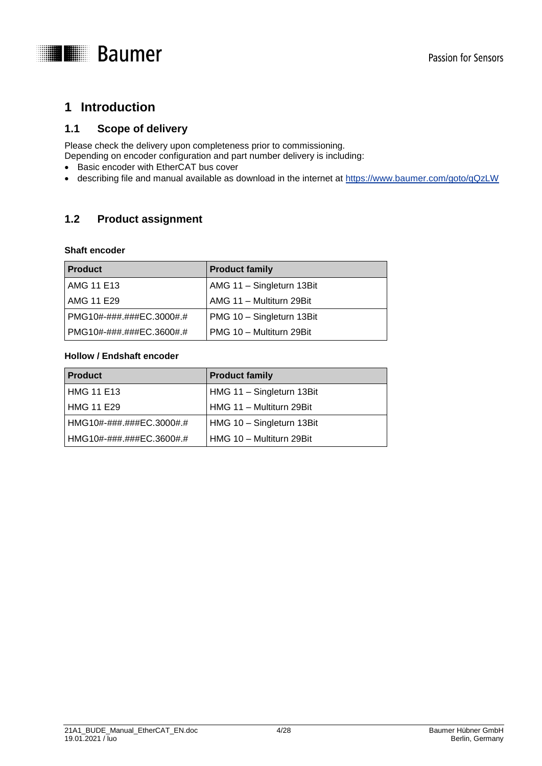# 1 Introduction

## 1.1 Scope of delivery

Please check the delivery upon completeness prior to commissioning.
Depending on encoder configuration and part number delivery is including:

- Basic encoder with EtherCAT bus cover
- describing file and manual available as download in the internet at https://www.baumer.com/goto/qQzLW

## 1.2 Product assignment

**Shaft encoder**

| Product | Product family |
|---|---|
| AMG 11 E13 | AMG 11 – Singleturn 13Bit |
| AMG 11 E29 | AMG 11 – Multiturn 29Bit |
| PMG10#-###.###EC.3000#.# | PMG 10 – Singleturn 13Bit |
| PMG10#-###.###EC.3600#.# | PMG 10 – Multiturn 29Bit |

**Hollow / Endshaft encoder**

| Product | Product family |
|---|---|
| HMG 11 E13 | HMG 11 – Singleturn 13Bit |
| HMG 11 E29 | HMG 11 – Multiturn 29Bit |
| HMG10#-###.###EC.3000#.# | HMG 10 – Singleturn 13Bit |
| HMG10#-###.###EC.3600#.# | HMG 10 – Multiturn 29Bit |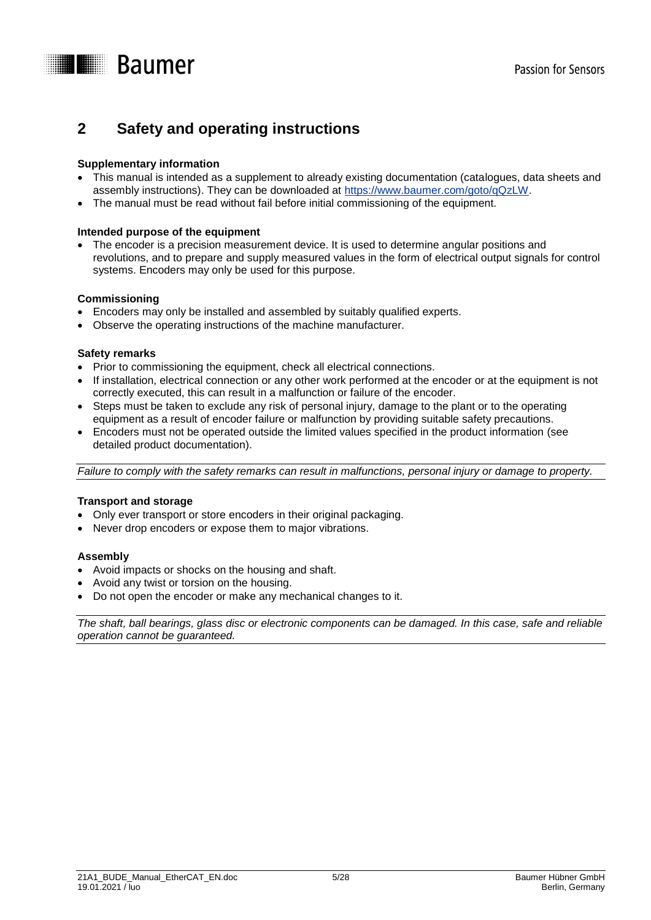# 2 Safety and operating instructions

**Supplementary information**

- This manual is intended as a supplement to already existing documentation (catalogues, data sheets and assembly instructions). They can be downloaded at https://www.baumer.com/goto/qQzLW.
- The manual must be read without fail before initial commissioning of the equipment.

**Intended purpose of the equipment**

- The encoder is a precision measurement device. It is used to determine angular positions and revolutions, and to prepare and supply measured values in the form of electrical output signals for control systems. Encoders may only be used for this purpose.

**Commissioning**

- Encoders may only be installed and assembled by suitably qualified experts.
- Observe the operating instructions of the machine manufacturer.

**Safety remarks**

- Prior to commissioning the equipment, check all electrical connections.
- If installation, electrical connection or any other work performed at the encoder or at the equipment is not correctly executed, this can result in a malfunction or failure of the encoder.
- Steps must be taken to exclude any risk of personal injury, damage to the plant or to the operating equipment as a result of encoder failure or malfunction by providing suitable safety precautions.
- Encoders must not be operated outside the limited values specified in the product information (see detailed product documentation).

*Failure to comply with the safety remarks can result in malfunctions, personal injury or damage to property.*

**Transport and storage**

- Only ever transport or store encoders in their original packaging.
- Never drop encoders or expose them to major vibrations.

**Assembly**

- Avoid impacts or shocks on the housing and shaft.
- Avoid any twist or torsion on the housing.
- Do not open the encoder or make any mechanical changes to it.

*The shaft, ball bearings, glass disc or electronic components can be damaged. In this case, safe and reliable operation cannot be guaranteed.*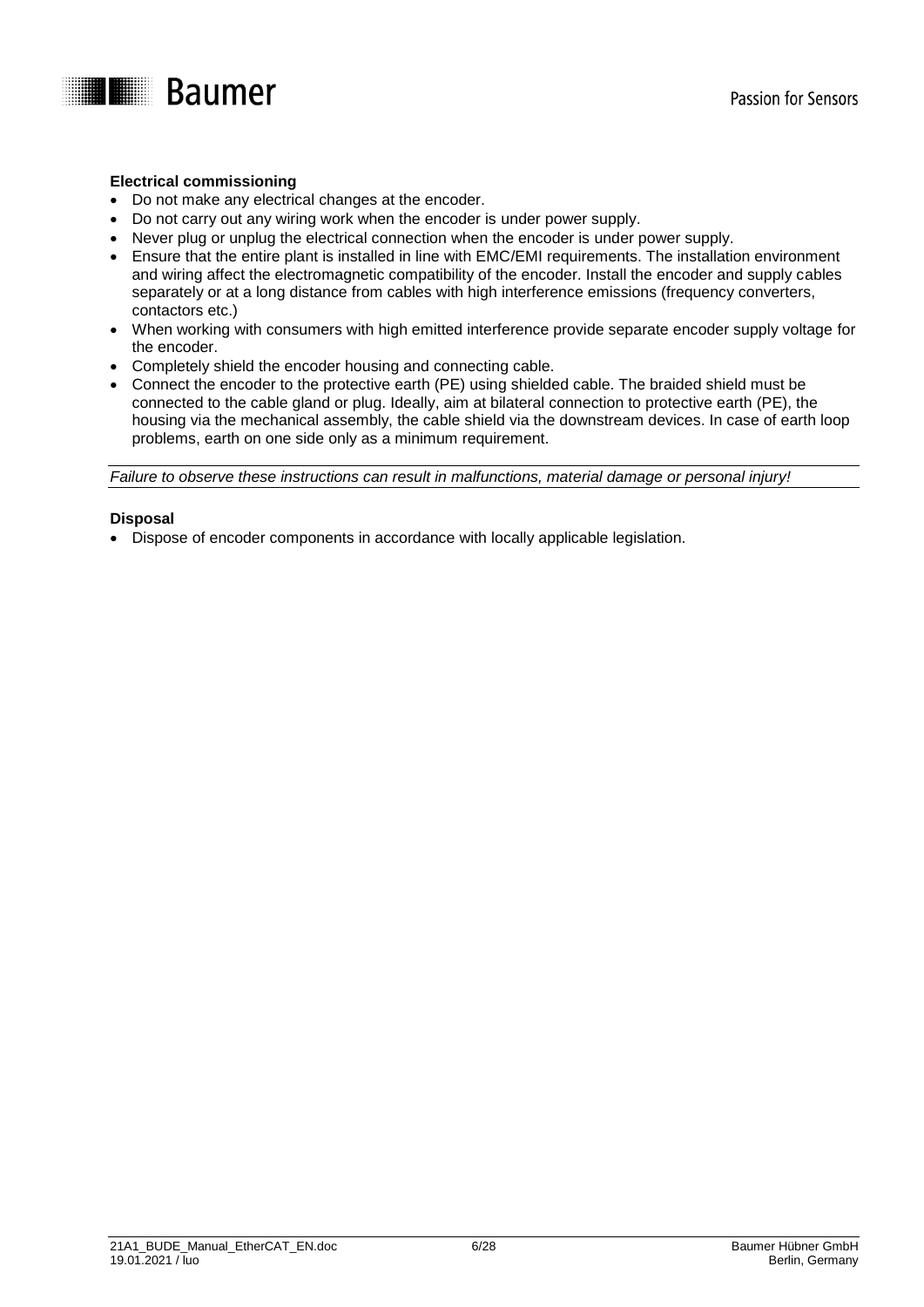**Electrical commissioning**

- Do not make any electrical changes at the encoder.
- Do not carry out any wiring work when the encoder is under power supply.
- Never plug or unplug the electrical connection when the encoder is under power supply.
- Ensure that the entire plant is installed in line with EMC/EMI requirements. The installation environment and wiring affect the electromagnetic compatibility of the encoder. Install the encoder and supply cables separately or at a long distance from cables with high interference emissions (frequency converters, contactors etc.)
- When working with consumers with high emitted interference provide separate encoder supply voltage for the encoder.
- Completely shield the encoder housing and connecting cable.
- Connect the encoder to the protective earth (PE) using shielded cable. The braided shield must be connected to the cable gland or plug. Ideally, aim at bilateral connection to protective earth (PE), the housing via the mechanical assembly, the cable shield via the downstream devices. In case of earth loop problems, earth on one side only as a minimum requirement.

*Failure to observe these instructions can result in malfunctions, material damage or personal injury!*

**Disposal**

- Dispose of encoder components in accordance with locally applicable legislation.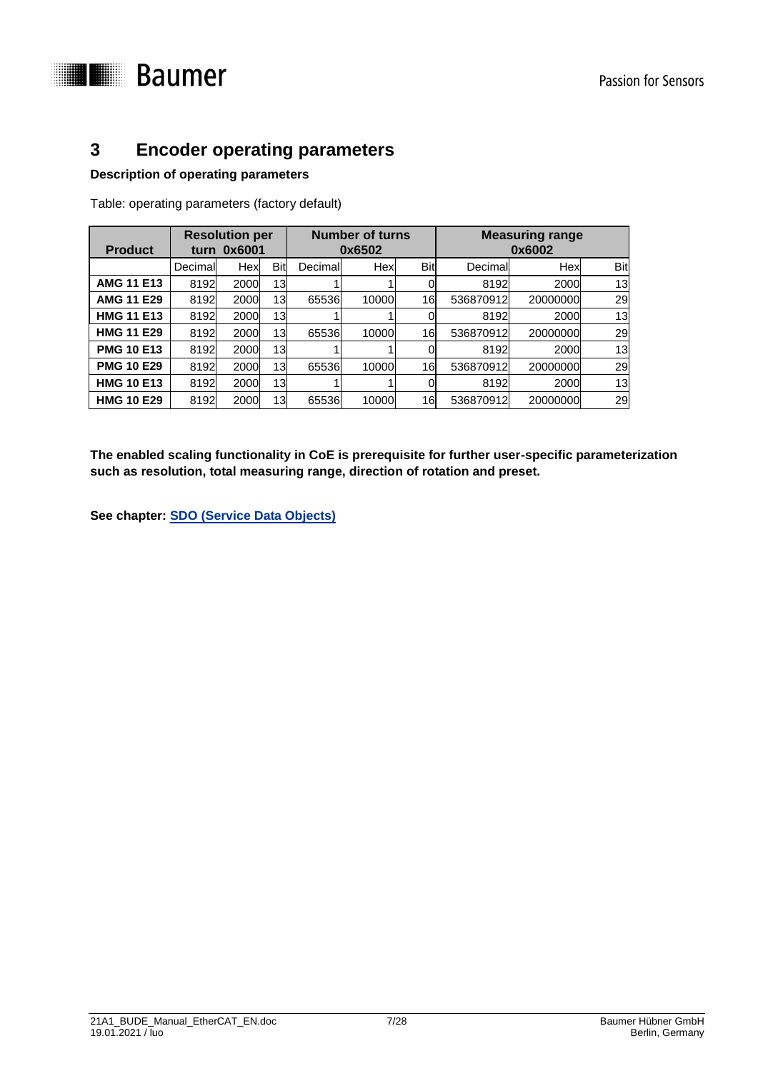# 3 Encoder operating parameters

**Description of operating parameters**

Table: operating parameters (factory default)

| Product | Resolution per turn 0x6001 | | | Number of turns 0x6502 | | | Measuring range 0x6002 | | |
|---|---|---|---|---|---|---|---|---|---|
| | Decimal | Hex | Bit | Decimal | Hex | Bit | Decimal | Hex | Bit |
| **AMG 11 E13** | 8192 | 2000 | 13 | 1 | 1 | 0 | 8192 | 2000 | 13 |
| **AMG 11 E29** | 8192 | 2000 | 13 | 65536 | 10000 | 16 | 536870912 | 20000000 | 29 |
| **HMG 11 E13** | 8192 | 2000 | 13 | 1 | 1 | 0 | 8192 | 2000 | 13 |
| **HMG 11 E29** | 8192 | 2000 | 13 | 65536 | 10000 | 16 | 536870912 | 20000000 | 29 |
| **PMG 10 E13** | 8192 | 2000 | 13 | 1 | 1 | 0 | 8192 | 2000 | 13 |
| **PMG 10 E29** | 8192 | 2000 | 13 | 65536 | 10000 | 16 | 536870912 | 20000000 | 29 |
| **HMG 10 E13** | 8192 | 2000 | 13 | 1 | 1 | 0 | 8192 | 2000 | 13 |
| **HMG 10 E29** | 8192 | 2000 | 13 | 65536 | 10000 | 16 | 536870912 | 20000000 | 29 |

**The enabled scaling functionality in CoE is prerequisite for further user-specific parameterization such as resolution, total measuring range, direction of rotation and preset.**

**See chapter: SDO (Service Data Objects)**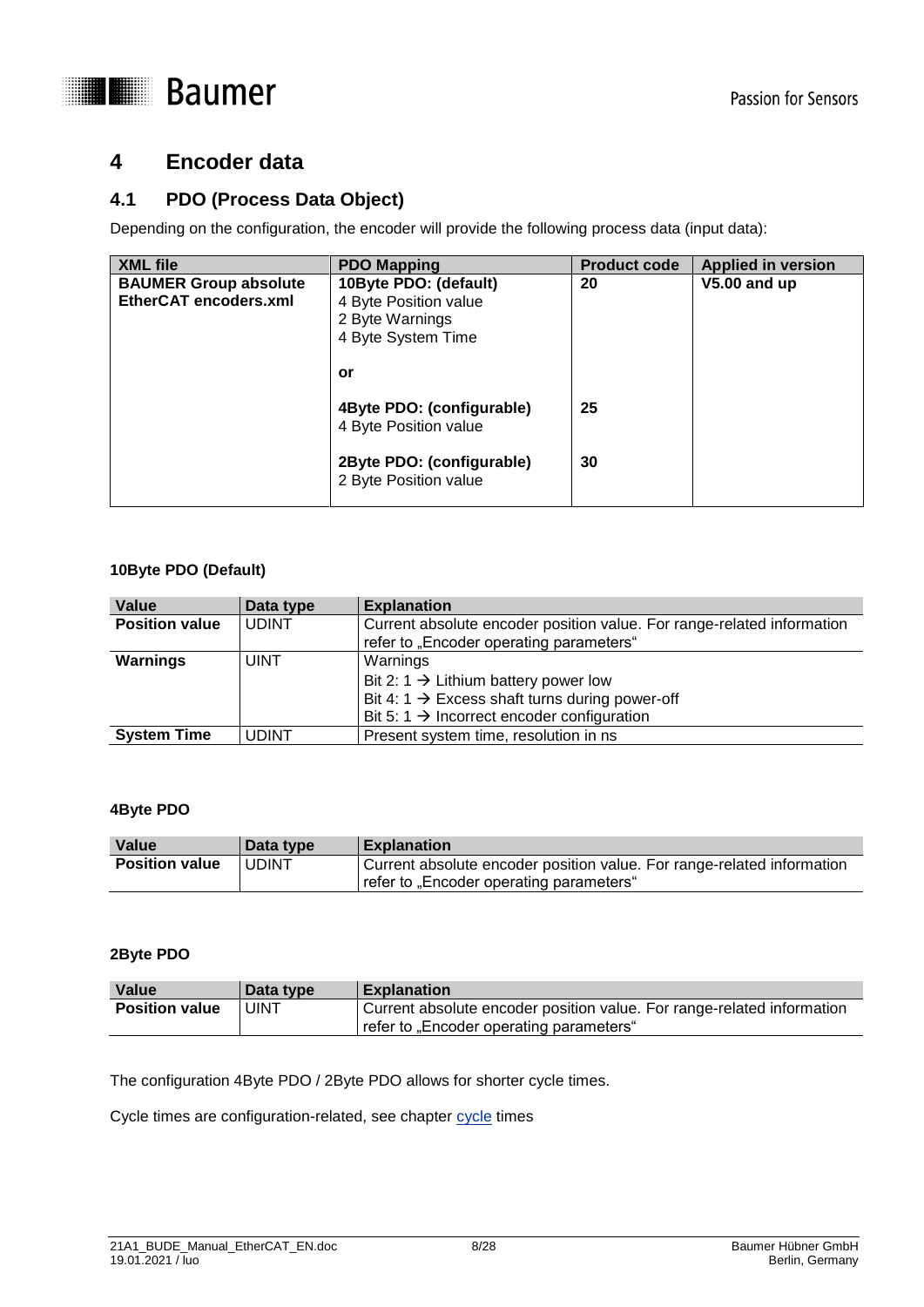# 4 Encoder data

## 4.1 PDO (Process Data Object)

Depending on the configuration, the encoder will provide the following process data (input data):

| XML file | PDO Mapping | Product code | Applied in version |
|---|---|---|---|
| **BAUMER Group absolute EtherCAT encoders.xml** | **10Byte PDO: (default)**<br>4 Byte Position value<br>2 Byte Warnings<br>4 Byte System Time<br><br>**or**<br><br>**4Byte PDO: (configurable)**<br>4 Byte Position value<br><br>**2Byte PDO: (configurable)**<br>2 Byte Position value | **20**<br><br><br><br><br><br><br>**25**<br><br><br>**30** | **V5.00 and up** |

**10Byte PDO (Default)**

| Value | Data type | Explanation |
|---|---|---|
| **Position value** | UDINT | Current absolute encoder position value. For range-related information refer to „Encoder operating parameters" |
| **Warnings** | UINT | Warnings<br>Bit 2: 1 → Lithium battery power low<br>Bit 4: 1 → Excess shaft turns during power-off<br>Bit 5: 1 → Incorrect encoder configuration |
| **System Time** | UDINT | Present system time, resolution in ns |

**4Byte PDO**

| Value | Data type | Explanation |
|---|---|---|
| **Position value** | UDINT | Current absolute encoder position value. For range-related information refer to „Encoder operating parameters" |

**2Byte PDO**

| Value | Data type | Explanation |
|---|---|---|
| **Position value** | UINT | Current absolute encoder position value. For range-related information refer to „Encoder operating parameters" |

The configuration 4Byte PDO / 2Byte PDO allows for shorter cycle times.

Cycle times are configuration-related, see chapter cycle times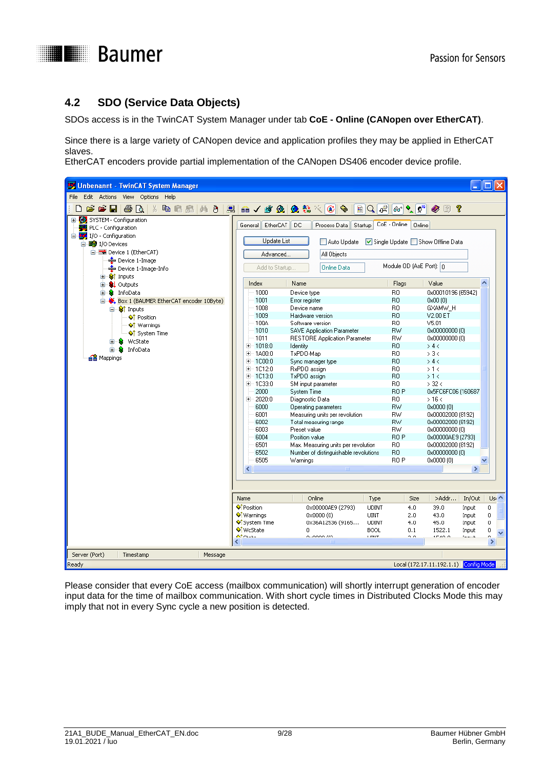## 4.2 SDO (Service Data Objects)

SDOs access is in the TwinCAT System Manager under tab **CoE - Online (CANopen over EtherCAT)**.

Since there is a large variety of CANopen device and application profiles they may be applied in EtherCAT slaves.
EtherCAT encoders provide partial implementation of the CANopen DS406 encoder device profile.

| Index | Name | Flags | Value |
|---|---|---|---|
| 1000 | Device type | RO | 0x00010196 (65942) |
| 1001 | Error register | RO | 0x00 (0) |
| 1008 | Device name | RO | GXAMW_H |
| 1009 | Hardware version | RO | V2.00 ET |
| 100A | Software version | RO | V5.01 |
| 1010 | SAVE Application Parameter | RW | 0x00000000 (0) |
| 1011 | RESTORE Application Parameter | RW | 0x00000000 (0) |
| 1018:0 | Identity | RO | > 4 < |
| 1A00:0 | TxPDO-Map | RO | > 3 < |
| 1C00:0 | Sync manager type | RO | > 4 < |
| 1C12:0 | RxPDO assign | RO | > 1 < |
| 1C13:0 | TxPDO assign | RO | > 1 < |
| 1C33:0 | SM input parameter | RO | > 32 < |
| 2000 | System Time | RO P | 0x5FC6FC06 (160687 |
| 2020:0 | Diagnostic Data | RO | > 16 < |
| 6000 | Operating parameters | RW | 0x0000 (0) |
| 6001 | Measuring units per revolution | RW | 0x00002000 (8192) |
| 6002 | Total measuring range | RW | 0x00002000 (8192) |
| 6003 | Preset value | RW | 0x00000000 (0) |
| 6004 | Position value | RO P | 0x00000AE9 (2793) |
| 6501 | Max. Measuring units per revolution | RO | 0x00002000 (8192) |
| 6502 | Number of distinguishable revolutions | RO | 0x00000000 (0) |
| 6505 | Warnings | RO P | 0x0000 (0) |

Please consider that every CoE access (mailbox communication) will shortly interrupt generation of encoder input data for the time of mailbox communication. With short cycle times in Distributed Clocks Mode this may imply that not in every Sync cycle a new position is detected.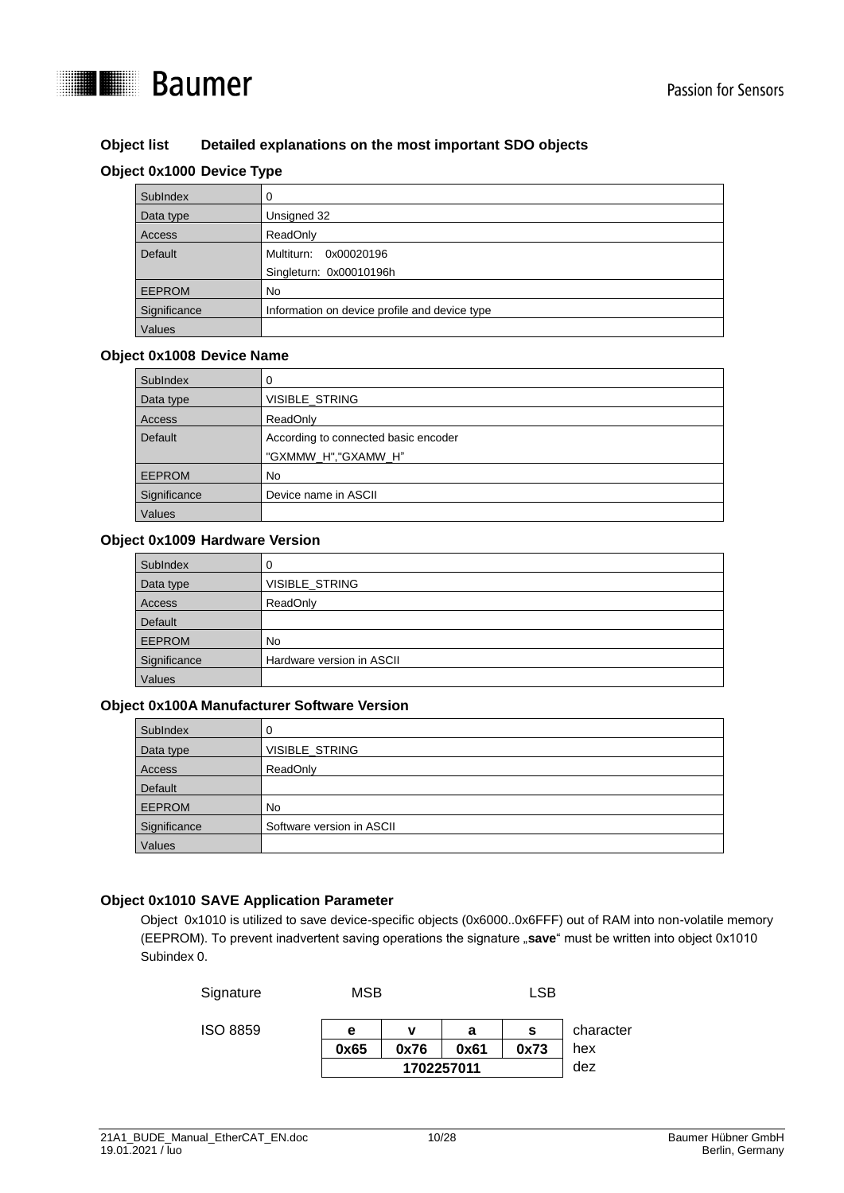## Object list Detailed explanations on the most important SDO objects

### Object 0x1000 Device Type

| SubIndex | 0 |
|---|---|
| Data type | Unsigned 32 |
| Access | ReadOnly |
| Default | Multiturn: 0x00020196<br>Singleturn: 0x00010196h |
| EEPROM | No |
| Significance | Information on device profile and device type |
| Values | |

### Object 0x1008 Device Name

| SubIndex | 0 |
|---|---|
| Data type | VISIBLE_STRING |
| Access | ReadOnly |
| Default | According to connected basic encoder<br>"GXMMW_H","GXAMW_H" |
| EEPROM | No |
| Significance | Device name in ASCII |
| Values | |

### Object 0x1009 Hardware Version

| SubIndex | 0 |
|---|---|
| Data type | VISIBLE_STRING |
| Access | ReadOnly |
| Default | |
| EEPROM | No |
| Significance | Hardware version in ASCII |
| Values | |

### Object 0x100A Manufacturer Software Version

| SubIndex | 0 |
|---|---|
| Data type | VISIBLE_STRING |
| Access | ReadOnly |
| Default | |
| EEPROM | No |
| Significance | Software version in ASCII |
| Values | |

### Object 0x1010 SAVE Application Parameter

Object 0x1010 is utilized to save device-specific objects (0x6000..0x6FFF) out of RAM into non-volatile memory (EEPROM). To prevent inadvertent saving operations the signature „**save**" must be written into object 0x1010 Subindex 0.

| Signature | MSB | | | LSB | |
|---|---|---|---|---|---|
| ISO 8859 | **e** | **v** | **a** | **s** | character |
| | **0x65** | **0x76** | **0x61** | **0x73** | hex |
| | **1702257011** | | | | dez |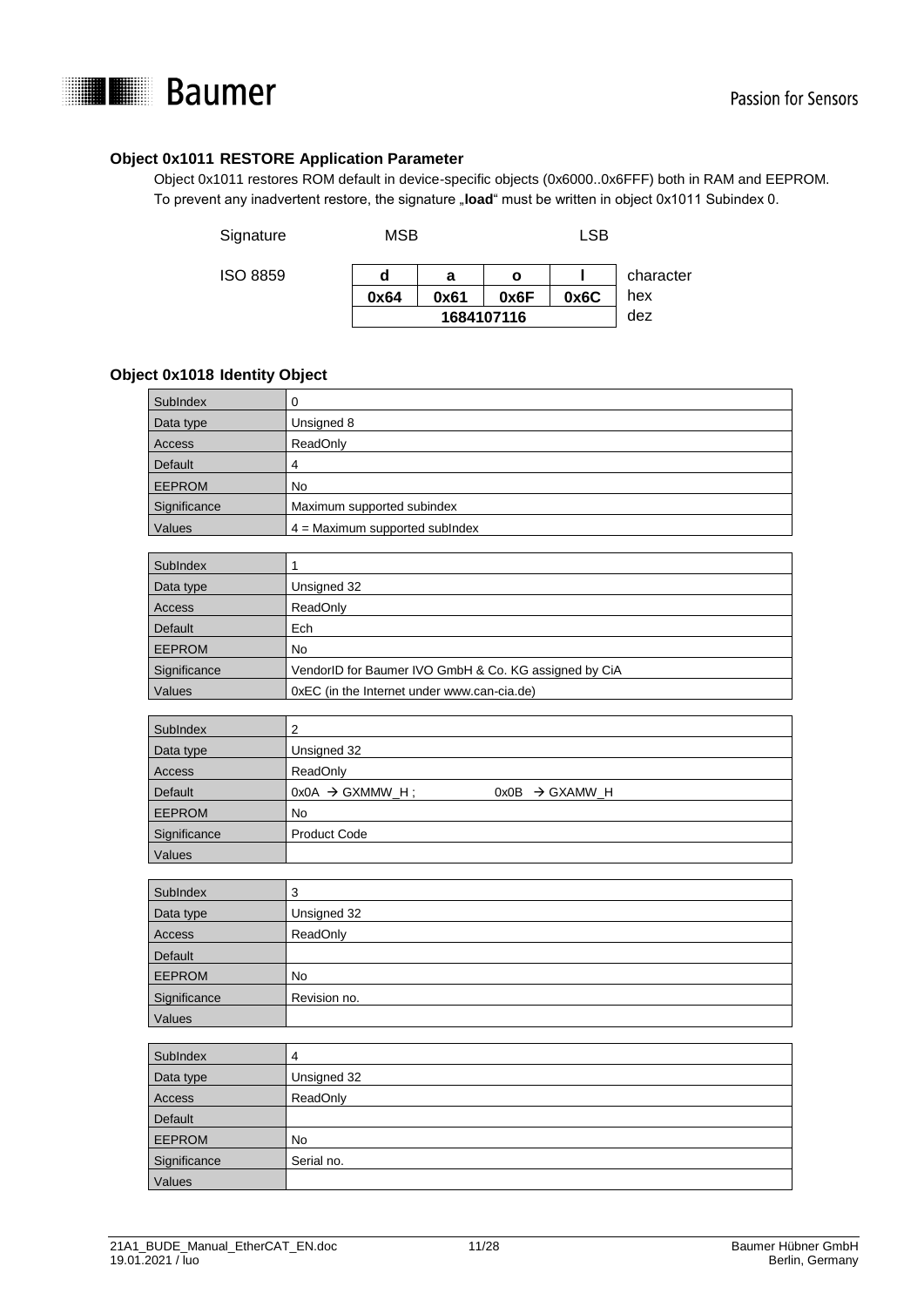### Object 0x1011 RESTORE Application Parameter

Object 0x1011 restores ROM default in device-specific objects (0x6000..0x6FFF) both in RAM and EEPROM. To prevent any inadvertent restore, the signature „**load**" must be written in object 0x1011 Subindex 0.

| Signature | MSB | | | LSB | |
|---|---|---|---|---|---|
| ISO 8859 | **d** | **a** | **o** | **l** | character |
| | **0x64** | **0x61** | **0x6F** | **0x6C** | hex |
| | **1684107116** | | | | dez |

### Object 0x1018 Identity Object

| SubIndex | 0 |
|---|---|
| Data type | Unsigned 8 |
| Access | ReadOnly |
| Default | 4 |
| EEPROM | No |
| Significance | Maximum supported subindex |
| Values | 4 = Maximum supported subIndex |

| SubIndex | 1 |
|---|---|
| Data type | Unsigned 32 |
| Access | ReadOnly |
| Default | Ech |
| EEPROM | No |
| Significance | VendorID for Baumer IVO GmbH & Co. KG assigned by CiA |
| Values | 0xEC (in the Internet under www.can-cia.de) |

| SubIndex | 2 |
|---|---|
| Data type | Unsigned 32 |
| Access | ReadOnly |
| Default | 0x0A → GXMMW_H ;   0x0B → GXAMW_H |
| EEPROM | No |
| Significance | Product Code |
| Values | |

| SubIndex | 3 |
|---|---|
| Data type | Unsigned 32 |
| Access | ReadOnly |
| Default | |
| EEPROM | No |
| Significance | Revision no. |
| Values | |

| SubIndex | 4 |
|---|---|
| Data type | Unsigned 32 |
| Access | ReadOnly |
| Default | |
| EEPROM | No |
| Significance | Serial no. |
| Values | |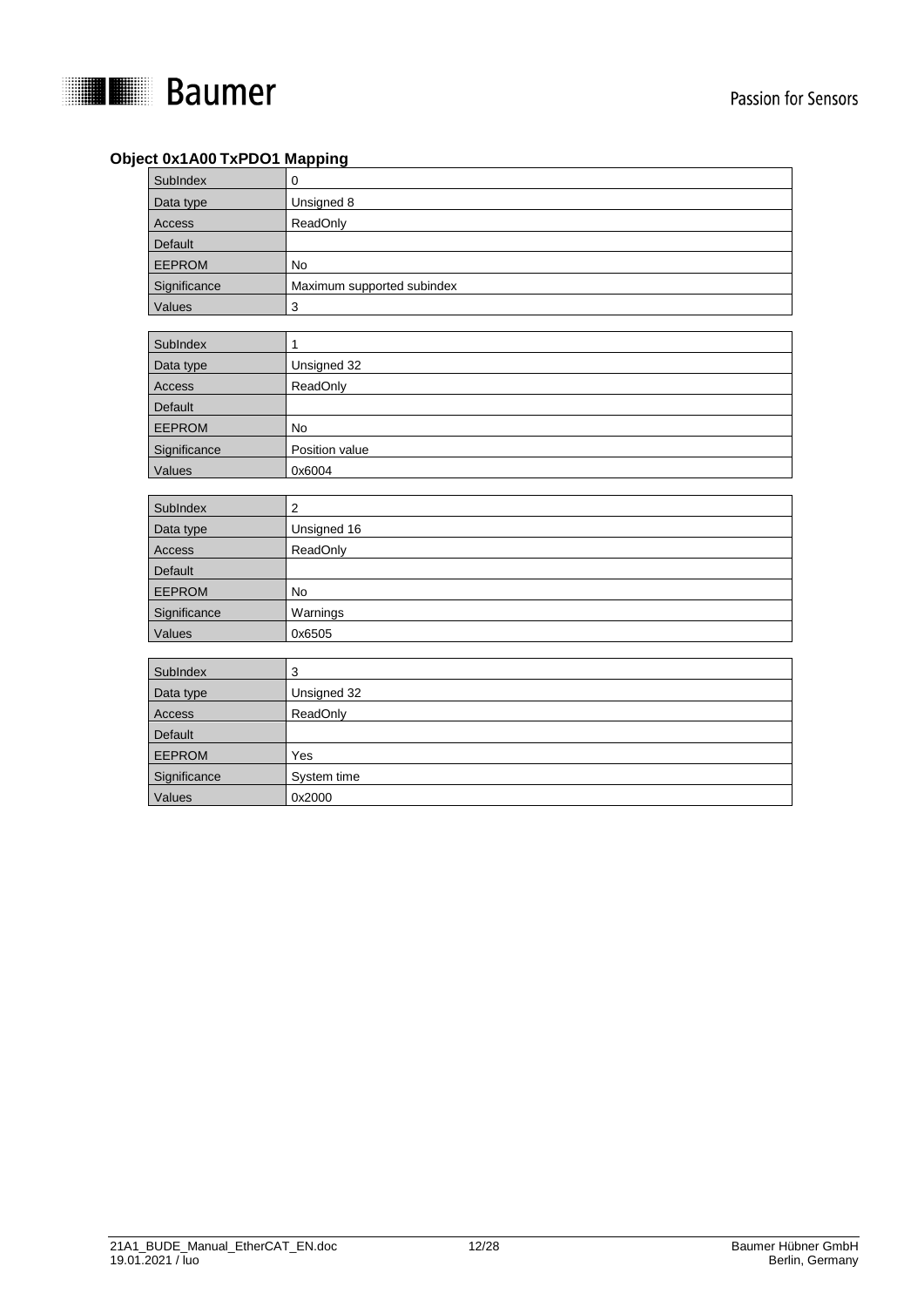**Object 0x1A00 TxPDO1 Mapping**

| SubIndex | 0 |
|---|---|
| Data type | Unsigned 8 |
| Access | ReadOnly |
| Default | |
| EEPROM | No |
| Significance | Maximum supported subindex |
| Values | 3 |

| SubIndex | 1 |
|---|---|
| Data type | Unsigned 32 |
| Access | ReadOnly |
| Default | |
| EEPROM | No |
| Significance | Position value |
| Values | 0x6004 |

| SubIndex | 2 |
|---|---|
| Data type | Unsigned 16 |
| Access | ReadOnly |
| Default | |
| EEPROM | No |
| Significance | Warnings |
| Values | 0x6505 |

| SubIndex | 3 |
|---|---|
| Data type | Unsigned 32 |
| Access | ReadOnly |
| Default | |
| EEPROM | Yes |
| Significance | System time |
| Values | 0x2000 |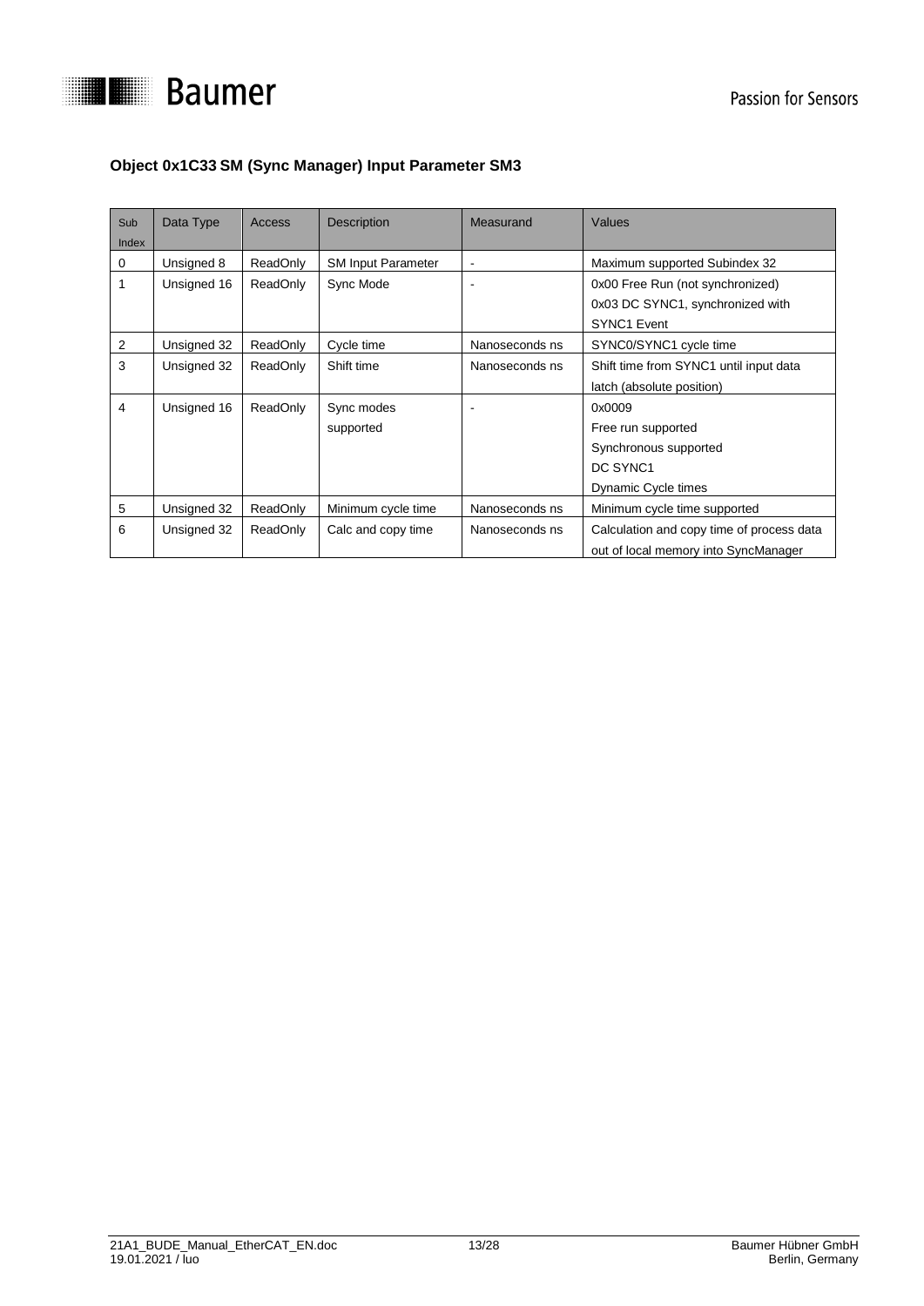**Object 0x1C33 SM (Sync Manager) Input Parameter SM3**

| Sub Index | Data Type | Access | Description | Measurand | Values |
|---|---|---|---|---|---|
| 0 | Unsigned 8 | ReadOnly | SM Input Parameter | - | Maximum supported Subindex 32 |
| 1 | Unsigned 16 | ReadOnly | Sync Mode | - | 0x00 Free Run (not synchronized)<br>0x03 DC SYNC1, synchronized with SYNC1 Event |
| 2 | Unsigned 32 | ReadOnly | Cycle time | Nanoseconds ns | SYNC0/SYNC1 cycle time |
| 3 | Unsigned 32 | ReadOnly | Shift time | Nanoseconds ns | Shift time from SYNC1 until input data latch (absolute position) |
| 4 | Unsigned 16 | ReadOnly | Sync modes supported | - | 0x0009<br>Free run supported<br>Synchronous supported<br>DC SYNC1<br>Dynamic Cycle times |
| 5 | Unsigned 32 | ReadOnly | Minimum cycle time | Nanoseconds ns | Minimum cycle time supported |
| 6 | Unsigned 32 | ReadOnly | Calc and copy time | Nanoseconds ns | Calculation and copy time of process data out of local memory into SyncManager |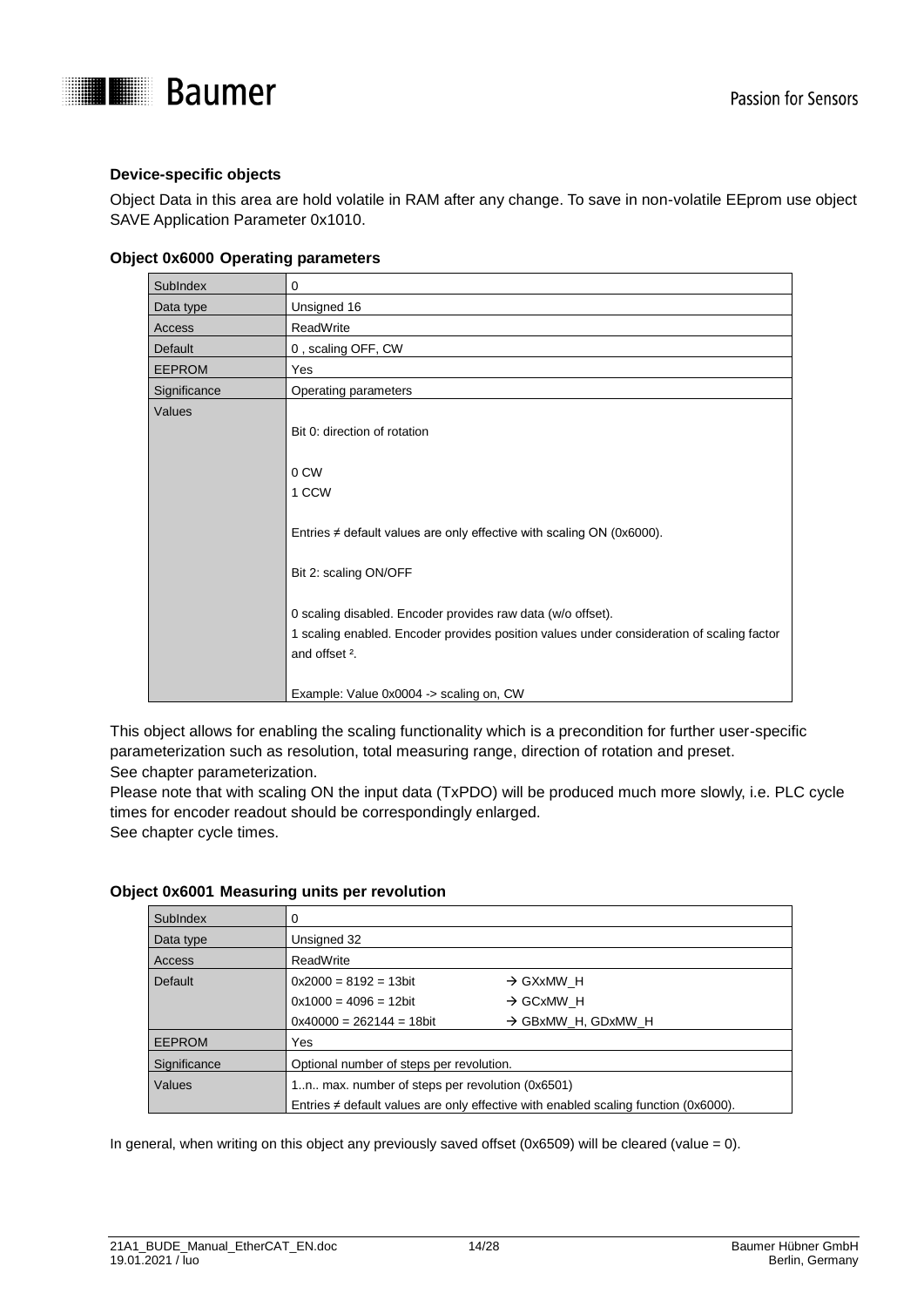**Device-specific objects**

Object Data in this area are hold volatile in RAM after any change. To save in non-volatile EEprom use object SAVE Application Parameter 0x1010.

**Object 0x6000 Operating parameters**

| SubIndex | 0 |
|---|---|
| Data type | Unsigned 16 |
| Access | ReadWrite |
| Default | 0 , scaling OFF, CW |
| EEPROM | Yes |
| Significance | Operating parameters |
| Values | Bit 0: direction of rotation<br><br>0 CW<br>1 CCW<br><br>Entries ≠ default values are only effective with scaling ON (0x6000).<br><br>Bit 2: scaling ON/OFF<br><br>0 scaling disabled. Encoder provides raw data (w/o offset).<br>1 scaling enabled. Encoder provides position values under consideration of scaling factor and offset [2].<br><br>Example: Value 0x0004 -> scaling on, CW |

This object allows for enabling the scaling functionality which is a precondition for further user-specific parameterization such as resolution, total measuring range, direction of rotation and preset.
See chapter parameterization.
Please note that with scaling ON the input data (TxPDO) will be produced much more slowly, i.e. PLC cycle times for encoder readout should be correspondingly enlarged.
See chapter cycle times.

**Object 0x6001 Measuring units per revolution**

| SubIndex | 0 | |
|---|---|---|
| Data type | Unsigned 32 | |
| Access | ReadWrite | |
| Default | 0x2000 = 8192 = 13bit<br>0x1000 = 4096 = 12bit<br>0x40000 = 262144 = 18bit | → GXxMW_H<br>→ GCxMW_H<br>→ GBxMW_H, GDxMW_H |
| EEPROM | Yes | |
| Significance | Optional number of steps per revolution. | |
| Values | 1..n.. max. number of steps per revolution (0x6501)<br>Entries ≠ default values are only effective with enabled scaling function (0x6000). | |

In general, when writing on this object any previously saved offset (0x6509) will be cleared (value = 0).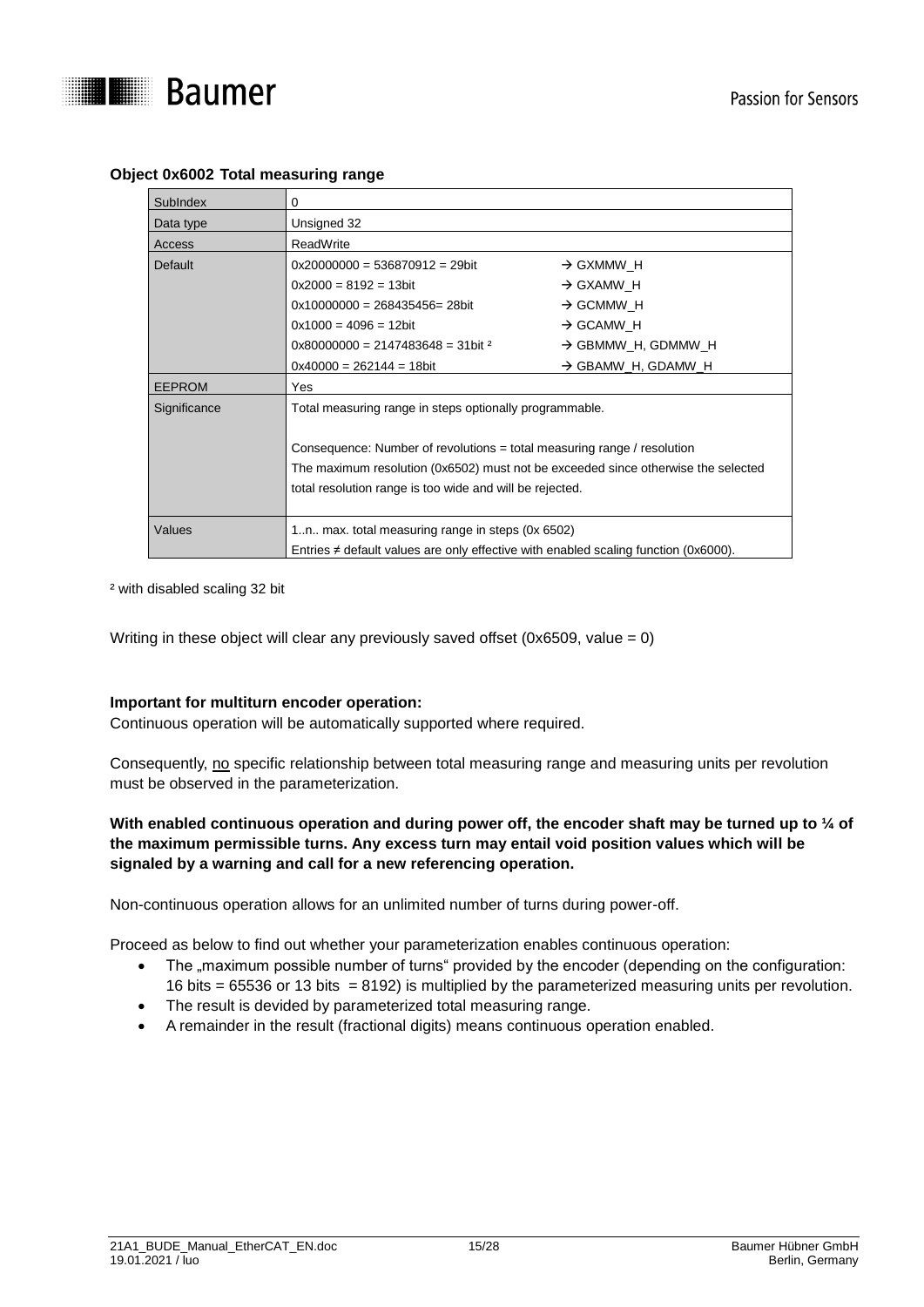**Object 0x6002 Total measuring range**

| SubIndex | 0 | |
|---|---|---|
| Data type | Unsigned 32 | |
| Access | ReadWrite | |
| Default | 0x20000000 = 536870912 = 29bit | → GXMMW_H |
| | 0x2000 = 8192 = 13bit | → GXAMW_H |
| | 0x10000000 = 268435456= 28bit | → GCMMW_H |
| | 0x1000 = 4096 = 12bit | → GCAMW_H |
| | 0x80000000 = 2147483648 = 31bit ² | → GBMMW_H, GDMMW_H |
| | 0x40000 = 262144 = 18bit | → GBAMW_H, GDAMW_H |
| EEPROM | Yes | |
| Significance | Total measuring range in steps optionally programmable.<br><br>Consequence: Number of revolutions = total measuring range / resolution<br>The maximum resolution (0x6502) must not be exceeded since otherwise the selected total resolution range is too wide and will be rejected. | |
| Values | 1..n.. max. total measuring range in steps (0x 6502)<br>Entries ≠ default values are only effective with enabled scaling function (0x6000). | |

² with disabled scaling 32 bit

Writing in these object will clear any previously saved offset (0x6509, value = 0)

**Important for multiturn encoder operation:**
Continuous operation will be automatically supported where required.

Consequently, no specific relationship between total measuring range and measuring units per revolution must be observed in the parameterization.

**With enabled continuous operation and during power off, the encoder shaft may be turned up to ¼ of the maximum permissible turns. Any excess turn may entail void position values which will be signaled by a warning and call for a new referencing operation.**

Non-continuous operation allows for an unlimited number of turns during power-off.

Proceed as below to find out whether your parameterization enables continuous operation:

- The „maximum possible number of turns“ provided by the encoder (depending on the configuration: 16 bits = 65536 or 13 bits = 8192) is multiplied by the parameterized measuring units per revolution.
- The result is devided by parameterized total measuring range.
- A remainder in the result (fractional digits) means continuous operation enabled.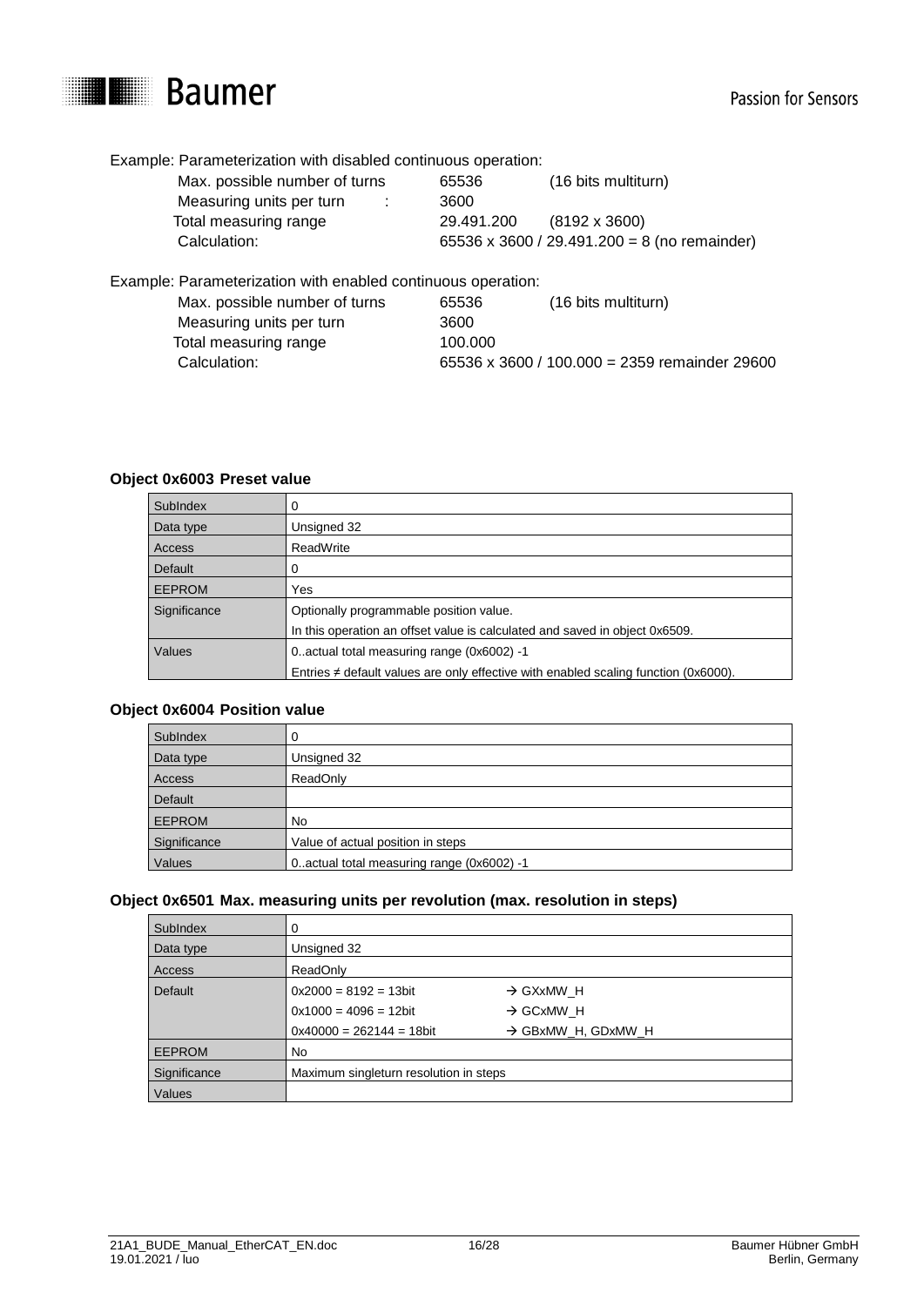Example: Parameterization with disabled continuous operation:

| | | |
|---|---|---|
| Max. possible number of turns | 65536 | (16 bits multiturn) |
| Measuring units per turn : | 3600 | |
| Total measuring range | 29.491.200 | (8192 x 3600) |
| Calculation: | 65536 x 3600 / 29.491.200 = 8 (no remainder) | |

Example: Parameterization with enabled continuous operation:

| | | |
|---|---|---|
| Max. possible number of turns | 65536 | (16 bits multiturn) |
| Measuring units per turn | 3600 | |
| Total measuring range | 100.000 | |
| Calculation: | 65536 x 3600 / 100.000 = 2359 remainder 29600 | |

**Object 0x6003 Preset value**

| | |
|---|---|
| SubIndex | 0 |
| Data type | Unsigned 32 |
| Access | ReadWrite |
| Default | 0 |
| EEPROM | Yes |
| Significance | Optionally programmable position value.<br>In this operation an offset value is calculated and saved in object 0x6509. |
| Values | 0..actual total measuring range (0x6002) -1<br>Entries ≠ default values are only effective with enabled scaling function (0x6000). |

**Object 0x6004 Position value**

| | |
|---|---|
| SubIndex | 0 |
| Data type | Unsigned 32 |
| Access | ReadOnly |
| Default | |
| EEPROM | No |
| Significance | Value of actual position in steps |
| Values | 0..actual total measuring range (0x6002) -1 |

**Object 0x6501 Max. measuring units per revolution (max. resolution in steps)**

| | | |
|---|---|---|
| SubIndex | 0 | |
| Data type | Unsigned 32 | |
| Access | ReadOnly | |
| Default | 0x2000 = 8192 = 13bit | → GXxMW_H |
| | 0x1000 = 4096 = 12bit | → GCxMW_H |
| | 0x40000 = 262144 = 18bit | → GBxMW_H, GDxMW_H |
| EEPROM | No | |
| Significance | Maximum singleturn resolution in steps | |
| Values | | |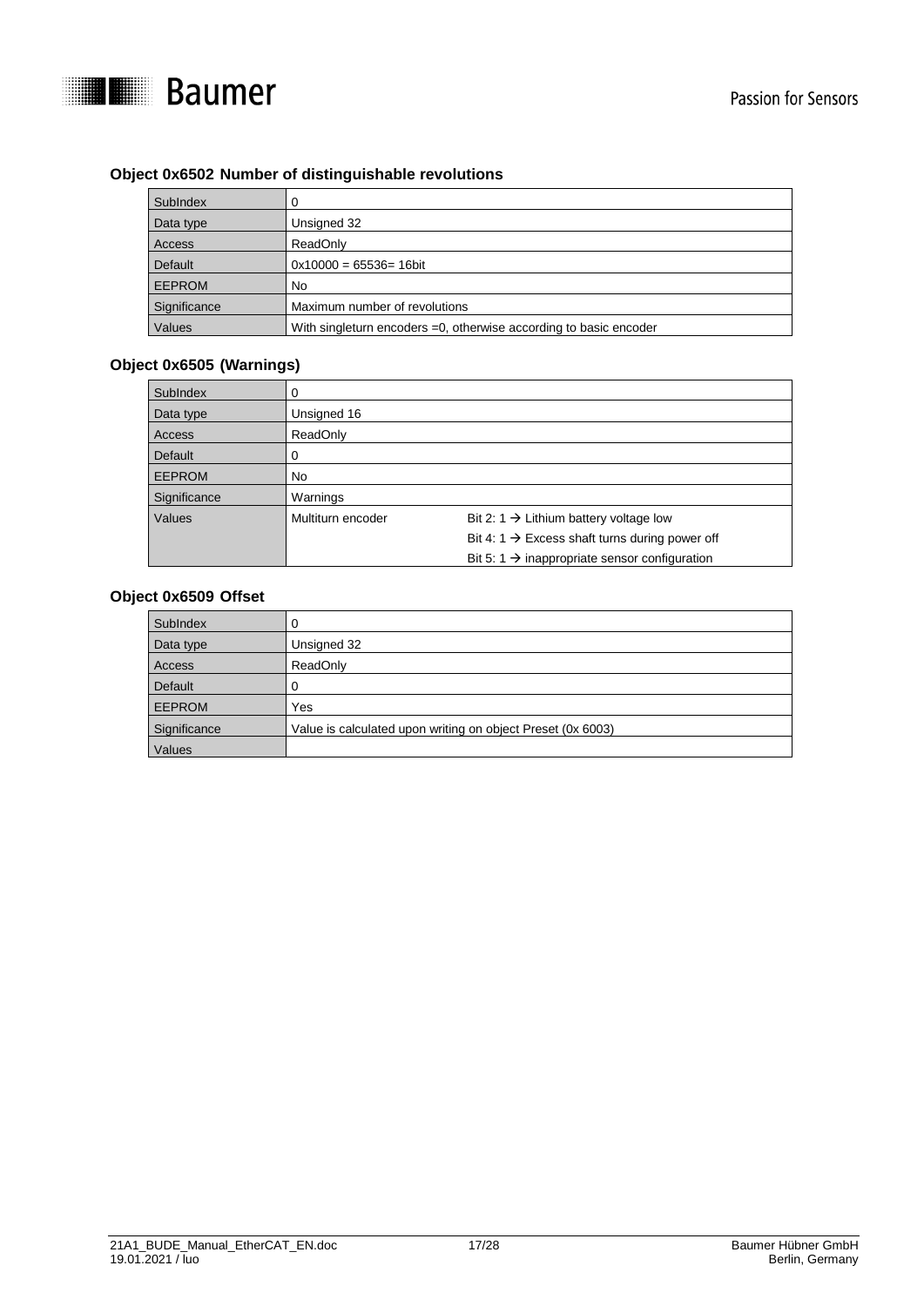### Object 0x6502 Number of distinguishable revolutions

| SubIndex | 0 |
|---|---|
| Data type | Unsigned 32 |
| Access | ReadOnly |
| Default | 0x10000 = 65536= 16bit |
| EEPROM | No |
| Significance | Maximum number of revolutions |
| Values | With singleturn encoders =0, otherwise according to basic encoder |

### Object 0x6505 (Warnings)

| SubIndex | 0 | |
|---|---|---|
| Data type | Unsigned 16 | |
| Access | ReadOnly | |
| Default | 0 | |
| EEPROM | No | |
| Significance | Warnings | |
| Values | Multiturn encoder | Bit 2: 1 → Lithium battery voltage low |
| | | Bit 4: 1 → Excess shaft turns during power off |
| | | Bit 5: 1 → inappropriate sensor configuration |

### Object 0x6509 Offset

| SubIndex | 0 |
|---|---|
| Data type | Unsigned 32 |
| Access | ReadOnly |
| Default | 0 |
| EEPROM | Yes |
| Significance | Value is calculated upon writing on object Preset (0x 6003) |
| Values | |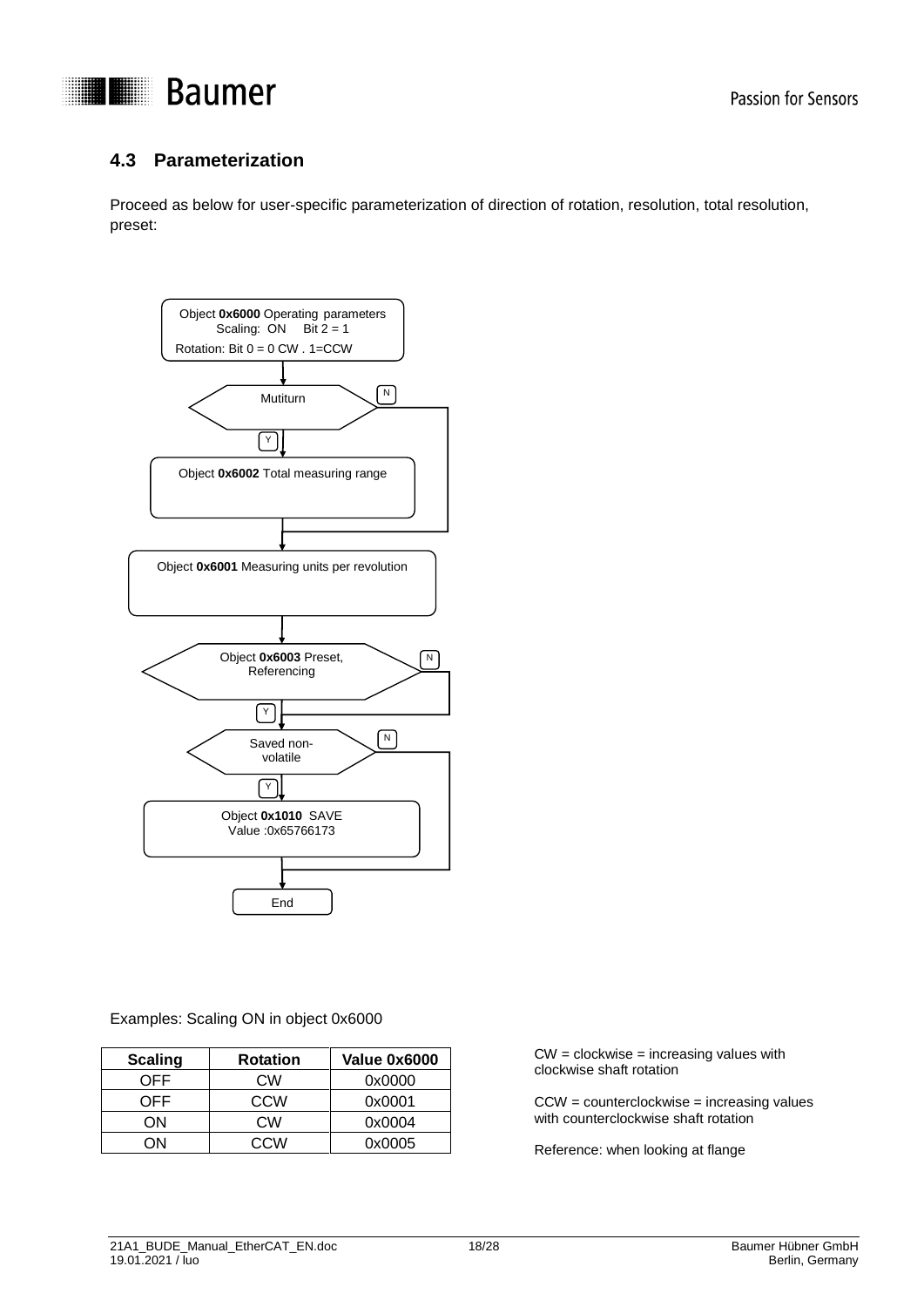## 4.3 Parameterization

Proceed as below for user-specific parameterization of direction of rotation, resolution, total resolution, preset:

Object **0x6000** Operating parameters
Scaling: ON Bit 2 = 1
Rotation: Bit 0 = 0 CW . 1=CCW

Mutiturn — Y / N

Object **0x6002** Total measuring range

Object **0x6001** Measuring units per revolution

Object **0x6003** Preset, Referencing — Y / N

Saved non-volatile — Y / N

Object **0x1010** SAVE
Value :0x65766173

End

Examples: Scaling ON in object 0x6000

| Scaling | Rotation | Value 0x6000 |
|---|---|---|
| OFF | CW | 0x0000 |
| OFF | CCW | 0x0001 |
| ON | CW | 0x0004 |
| ON | CCW | 0x0005 |

CW = clockwise = increasing values with clockwise shaft rotation

CCW = counterclockwise = increasing values with counterclockwise shaft rotation

Reference: when looking at flange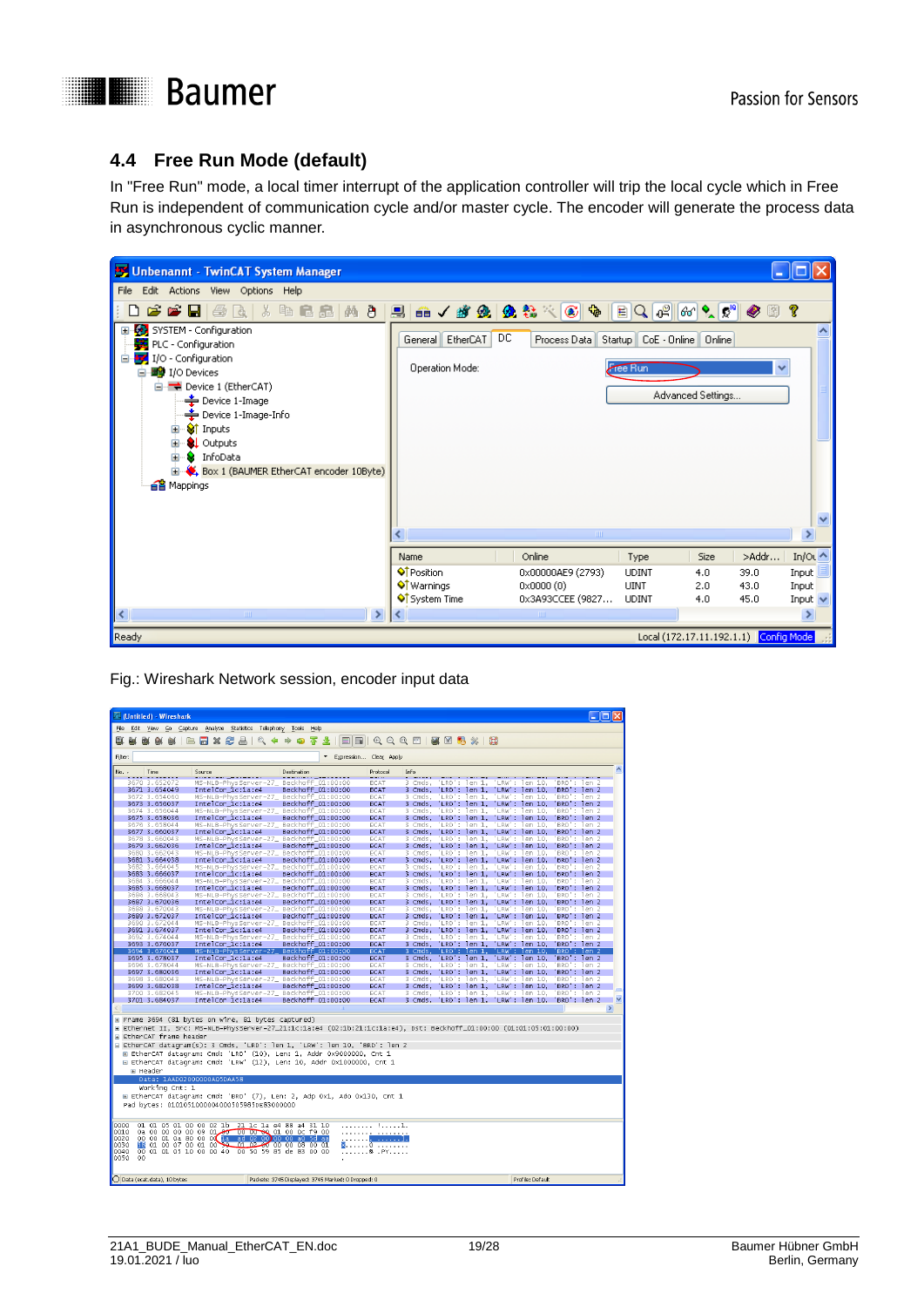## 4.4 Free Run Mode (default)

In "Free Run" mode, a local timer interrupt of the application controller will trip the local cycle which in Free Run is independent of communication cycle and/or master cycle. The encoder will generate the process data in asynchronous cyclic manner.

Fig.: Wireshark Network session, encoder input data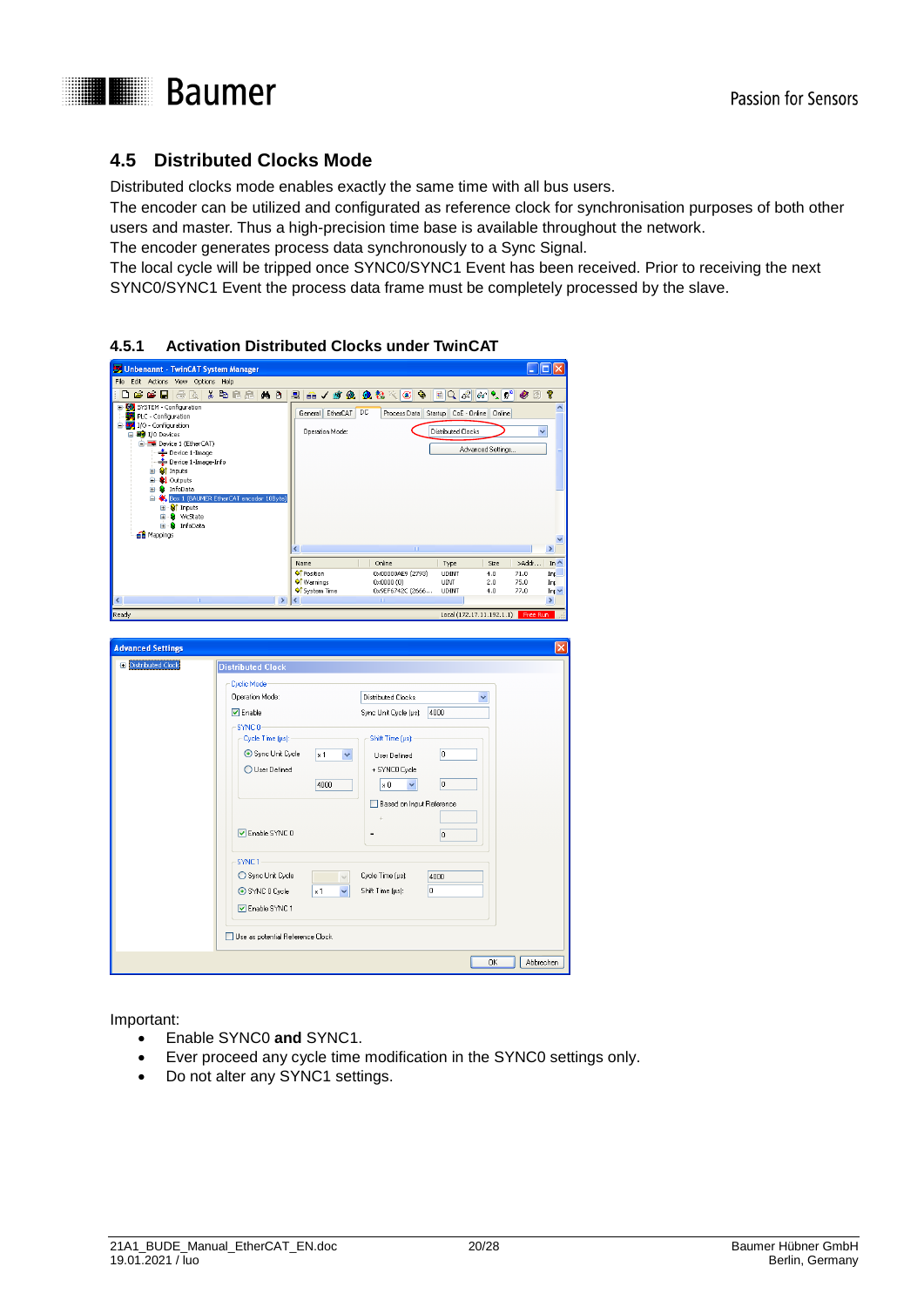## 4.5 Distributed Clocks Mode

Distributed clocks mode enables exactly the same time with all bus users.
The encoder can be utilized and configurated as reference clock for synchronisation purposes of both other users and master. Thus a high-precision time base is available throughout the network.
The encoder generates process data synchronously to a Sync Signal.
The local cycle will be tripped once SYNC0/SYNC1 Event has been received. Prior to receiving the next SYNC0/SYNC1 Event the process data frame must be completely processed by the slave.

### 4.5.1 Activation Distributed Clocks under TwinCAT

Important:

- Enable SYNC0 **and** SYNC1.
- Ever proceed any cycle time modification in the SYNC0 settings only.
- Do not alter any SYNC1 settings.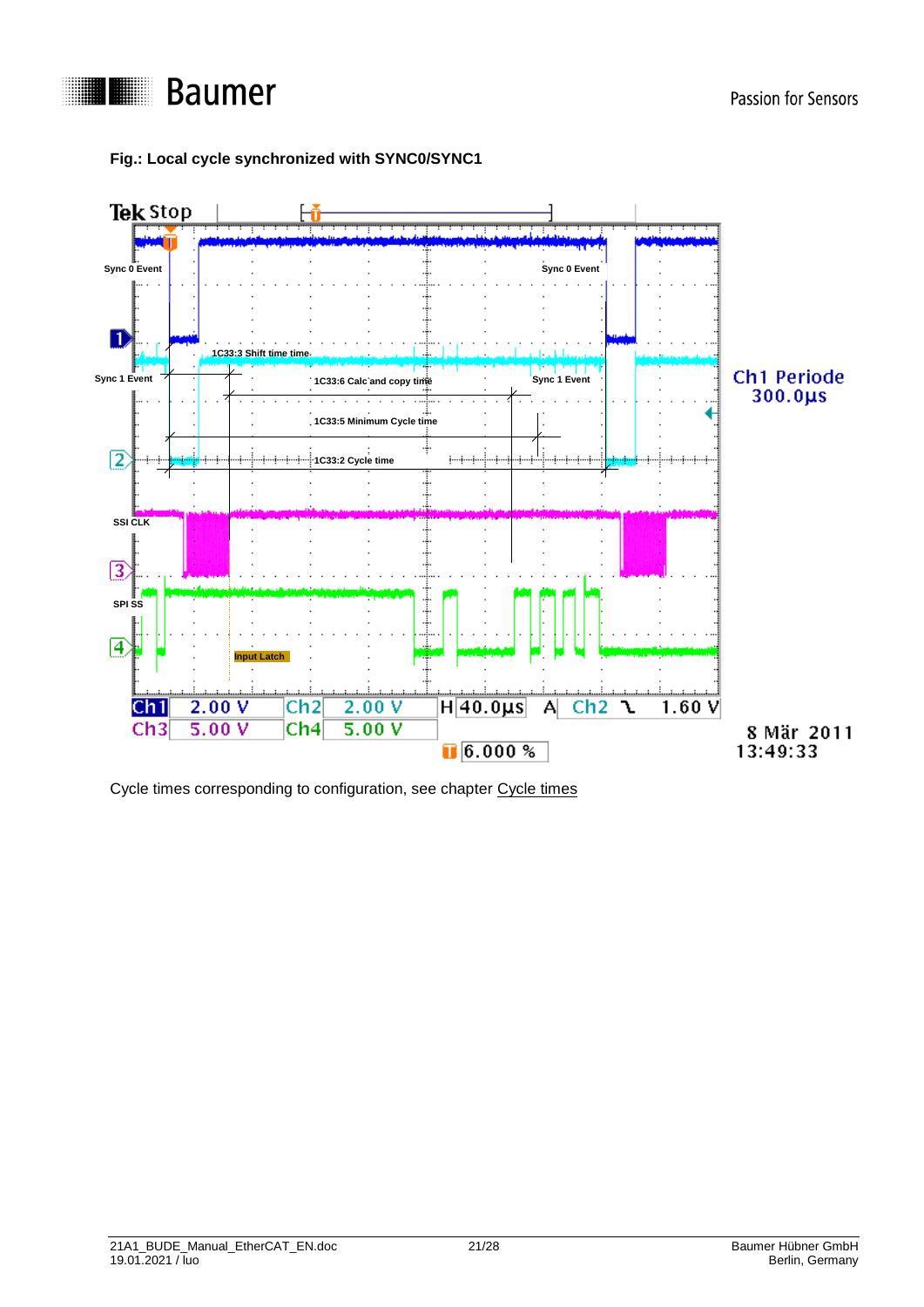**Fig.: Local cycle synchronized with SYNC0/SYNC1**

Cycle times corresponding to configuration, see chapter Cycle times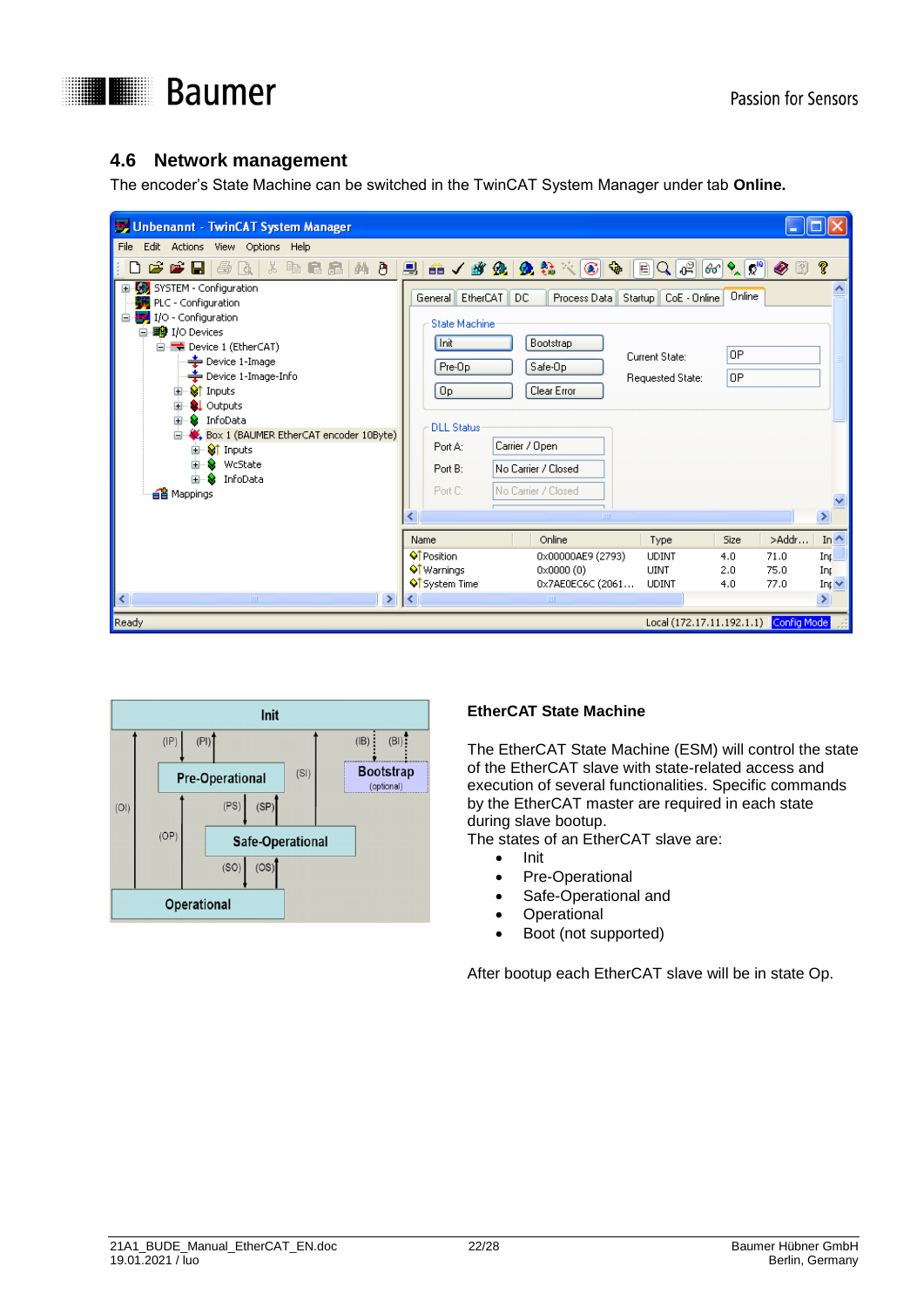## 4.6 Network management

The encoder's State Machine can be switched in the TwinCAT System Manager under tab **Online.**

### EtherCAT State Machine

The EtherCAT State Machine (ESM) will control the state of the EtherCAT slave with state-related access and execution of several functionalities. Specific commands by the EtherCAT master are required in each state during slave bootup.

The states of an EtherCAT slave are:

- Init
- Pre-Operational
- Safe-Operational and
- Operational
- Boot (not supported)

After bootup each EtherCAT slave will be in state Op.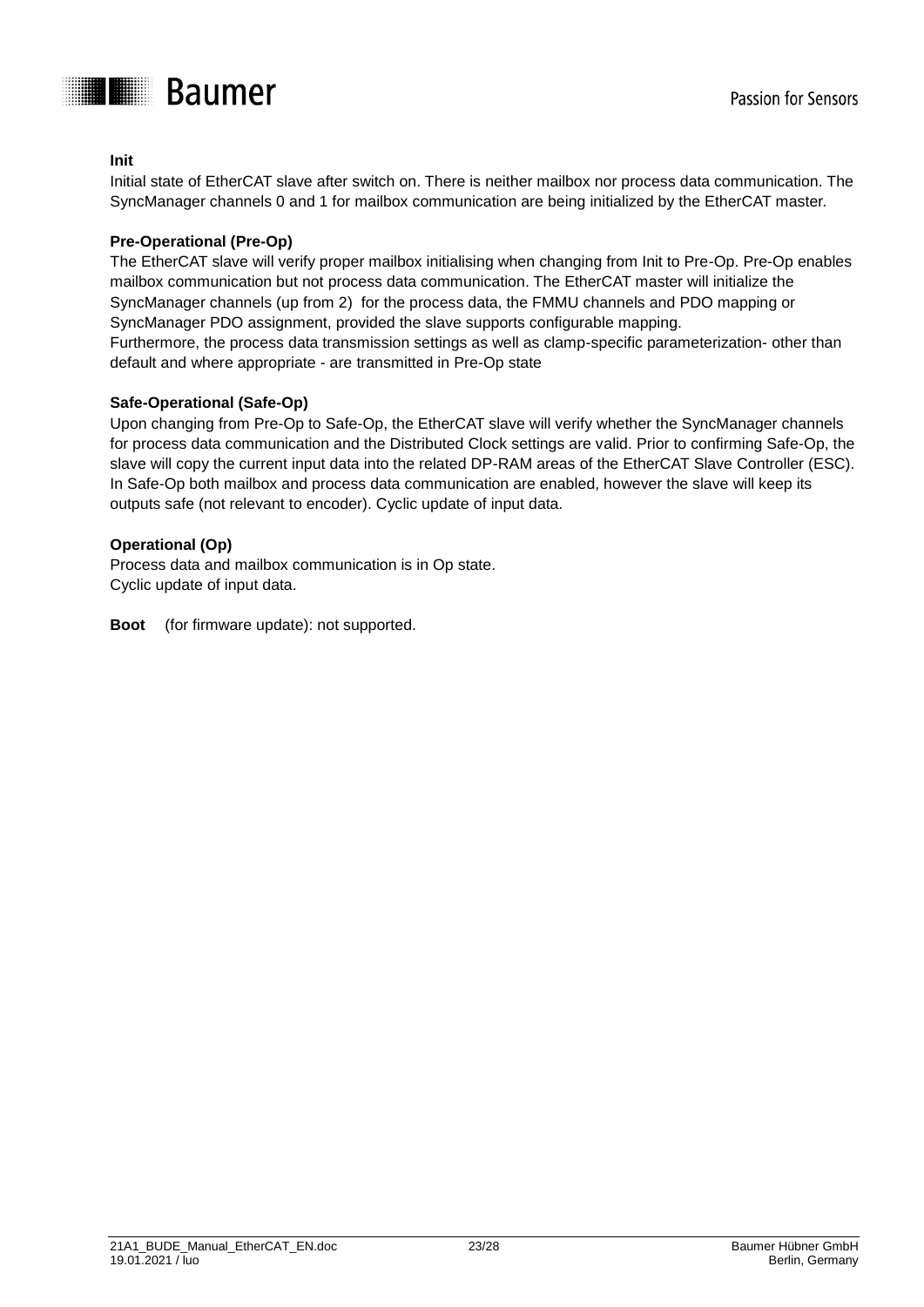**Init**

Initial state of EtherCAT slave after switch on. There is neither mailbox nor process data communication. The SyncManager channels 0 and 1 for mailbox communication are being initialized by the EtherCAT master.

**Pre-Operational (Pre-Op)**

The EtherCAT slave will verify proper mailbox initialising when changing from Init to Pre-Op. Pre-Op enables mailbox communication but not process data communication. The EtherCAT master will initialize the SyncManager channels (up from 2) for the process data, the FMMU channels and PDO mapping or SyncManager PDO assignment, provided the slave supports configurable mapping.
Furthermore, the process data transmission settings as well as clamp-specific parameterization- other than default and where appropriate - are transmitted in Pre-Op state

**Safe-Operational (Safe-Op)**

Upon changing from Pre-Op to Safe-Op, the EtherCAT slave will verify whether the SyncManager channels for process data communication and the Distributed Clock settings are valid. Prior to confirming Safe-Op, the slave will copy the current input data into the related DP-RAM areas of the EtherCAT Slave Controller (ESC). In Safe-Op both mailbox and process data communication are enabled, however the slave will keep its outputs safe (not relevant to encoder). Cyclic update of input data.

**Operational (Op)**

Process data and mailbox communication is in Op state.
Cyclic update of input data.

**Boot** (for firmware update): not supported.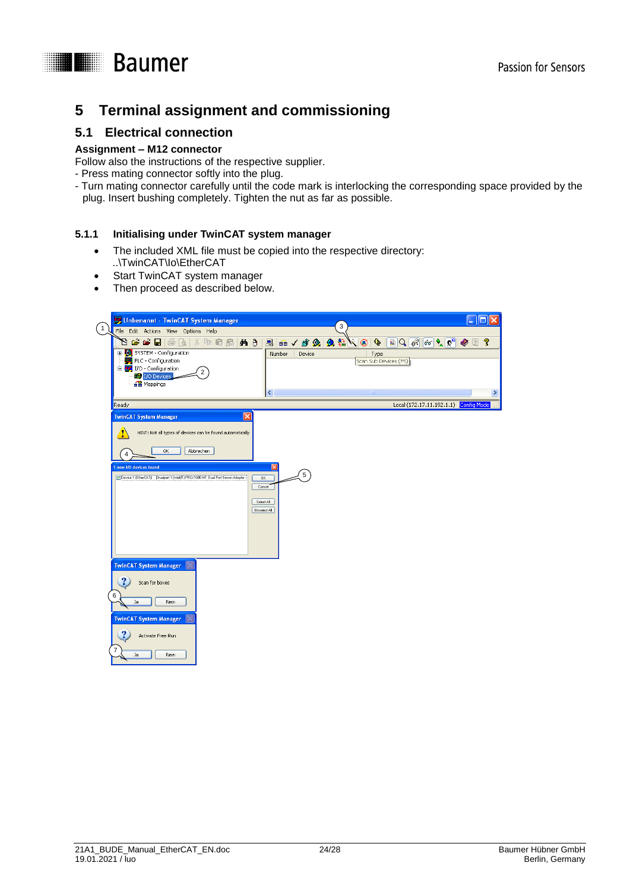# 5 Terminal assignment and commissioning

## 5.1 Electrical connection

**Assignment – M12 connector**

Follow also the instructions of the respective supplier.
- Press mating connector softly into the plug.
- Turn mating connector carefully until the code mark is interlocking the corresponding space provided by the plug. Insert bushing completely. Tighten the nut as far as possible.

### 5.1.1 Initialising under TwinCAT system manager

- The included XML file must be copied into the respective directory: ..\TwinCAT\Io\EtherCAT
- Start TwinCAT system manager
- Then proceed as described below.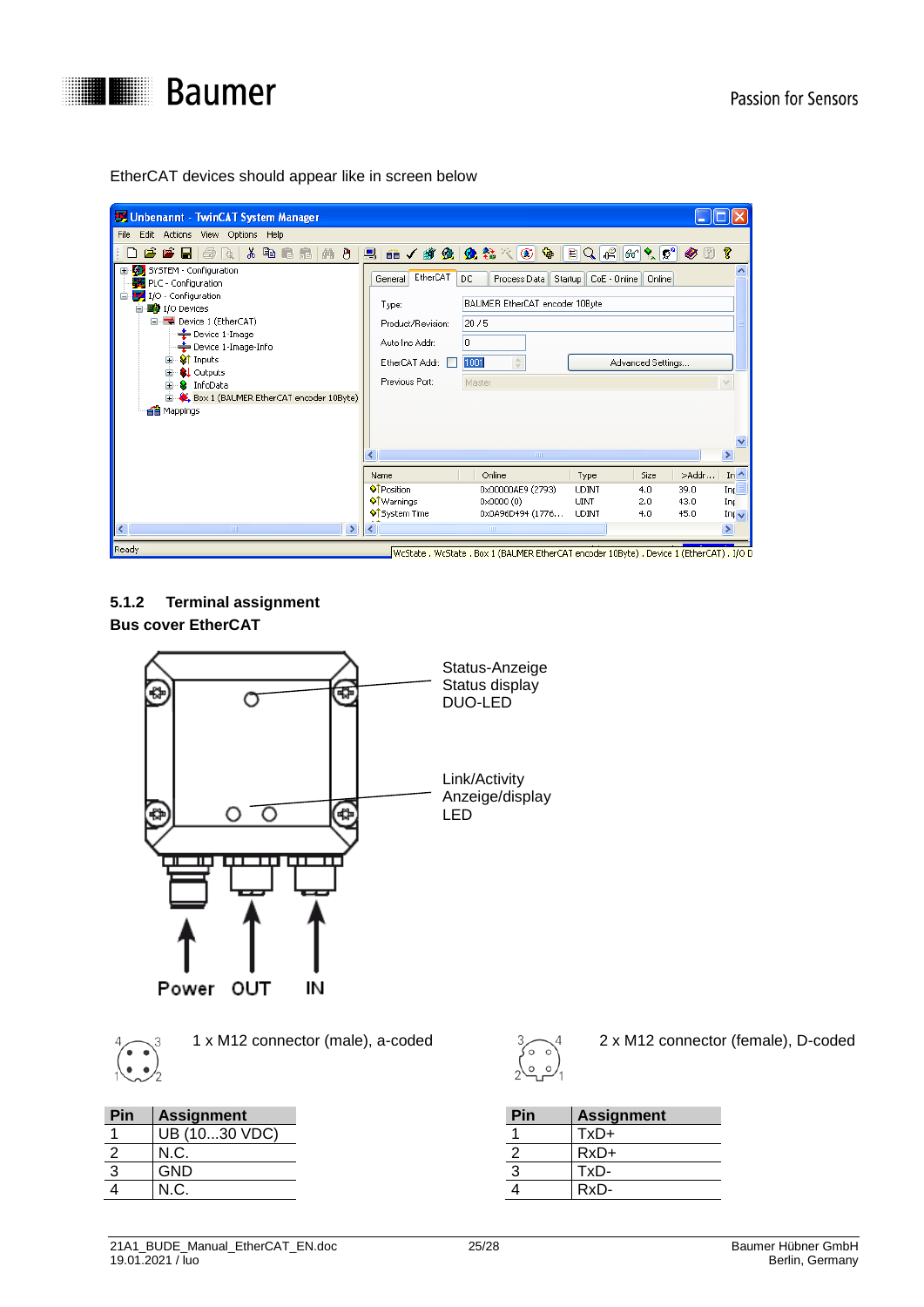EtherCAT devices should appear like in screen below

### 5.1.2 Terminal assignment

**Bus cover EtherCAT**

Status-Anzeige
Status display
DUO-LED

Link/Activity
Anzeige/display
LED

Power OUT IN

1 x M12 connector (male), a-coded

| Pin | Assignment |
|---|---|
| 1 | UB (10...30 VDC) |
| 2 | N.C. |
| 3 | GND |
| 4 | N.C. |

2 x M12 connector (female), D-coded

| Pin | Assignment |
|---|---|
| 1 | TxD+ |
| 2 | RxD+ |
| 3 | TxD- |
| 4 | RxD- |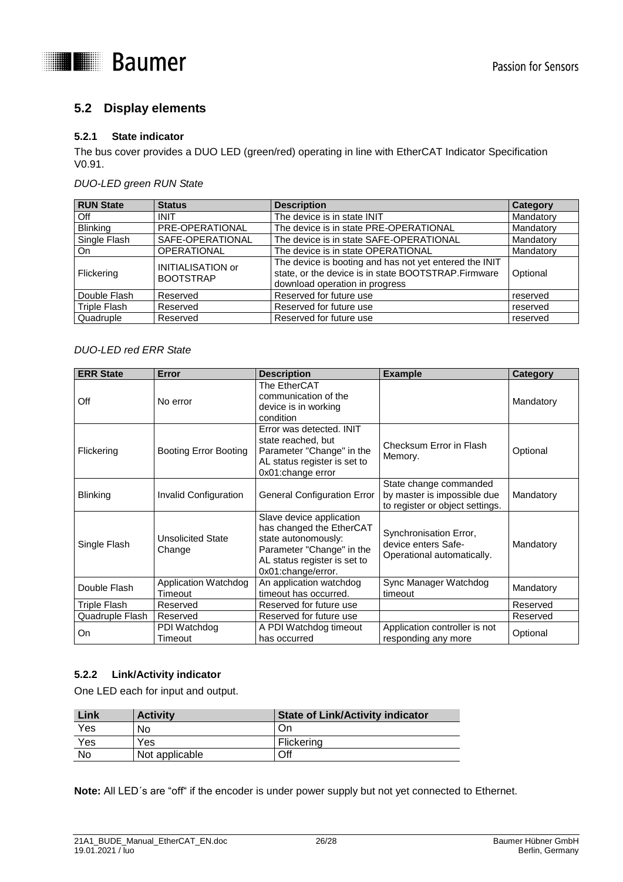## 5.2 Display elements

### 5.2.1 State indicator

The bus cover provides a DUO LED (green/red) operating in line with EtherCAT Indicator Specification V0.91.

*DUO-LED green RUN State*

| RUN State | Status | Description | Category |
|---|---|---|---|
| Off | INIT | The device is in state INIT | Mandatory |
| Blinking | PRE-OPERATIONAL | The device is in state PRE-OPERATIONAL | Mandatory |
| Single Flash | SAFE-OPERATIONAL | The device is in state SAFE-OPERATIONAL | Mandatory |
| On | OPERATIONAL | The device is in state OPERATIONAL | Mandatory |
| Flickering | INITIALISATION or BOOTSTRAP | The device is booting and has not yet entered the INIT state, or the device is in state BOOTSTRAP.Firmware download operation in progress | Optional |
| Double Flash | Reserved | Reserved for future use | reserved |
| Triple Flash | Reserved | Reserved for future use | reserved |
| Quadruple | Reserved | Reserved for future use | reserved |

*DUO-LED red ERR State*

| ERR State | Error | Description | Example | Category |
|---|---|---|---|---|
| Off | No error | The EtherCAT communication of the device is in working condition | | Mandatory |
| Flickering | Booting Error Booting | Error was detected. INIT state reached, but Parameter "Change" in the AL status register is set to 0x01:change error | Checksum Error in Flash Memory. | Optional |
| Blinking | Invalid Configuration | General Configuration Error | State change commanded by master is impossible due to register or object settings. | Mandatory |
| Single Flash | Unsolicited State Change | Slave device application has changed the EtherCAT state autonomously: Parameter "Change" in the AL status register is set to 0x01:change/error. | Synchronisation Error, device enters Safe-Operational automatically. | Mandatory |
| Double Flash | Application Watchdog Timeout | An application watchdog timeout has occurred. | Sync Manager Watchdog timeout | Mandatory |
| Triple Flash | Reserved | Reserved for future use | | Reserved |
| Quadruple Flash | Reserved | Reserved for future use | | Reserved |
| On | PDI Watchdog Timeout | A PDI Watchdog timeout has occurred | Application controller is not responding any more | Optional |

### 5.2.2 Link/Activity indicator

One LED each for input and output.

| Link | Activity | State of Link/Activity indicator |
|---|---|---|
| Yes | No | On |
| Yes | Yes | Flickering |
| No | Not applicable | Off |

**Note:** All LED´s are "off" if the encoder is under power supply but not yet connected to Ethernet.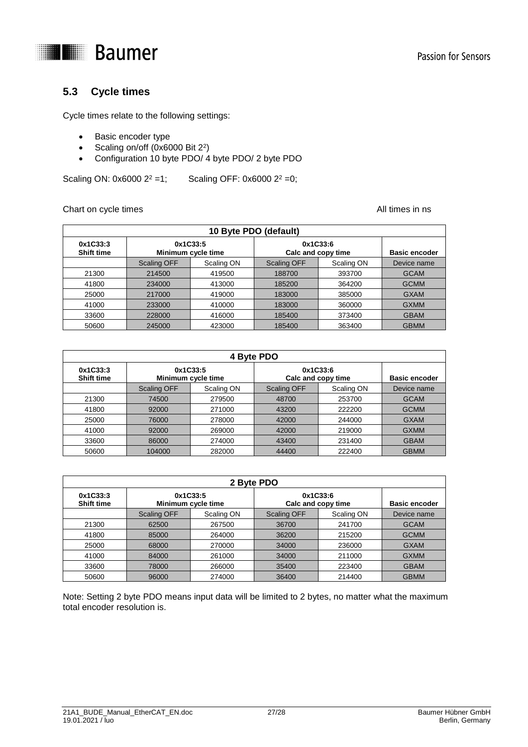## 5.3 Cycle times

Cycle times relate to the following settings:

- Basic encoder type
- Scaling on/off (0x6000 Bit $2^2$)
- Configuration 10 byte PDO/ 4 byte PDO/ 2 byte PDO

Scaling ON: 0x6000 $2^2$ =1;    Scaling OFF: 0x6000 $2^2$ =0;

Chart on cycle times    All times in ns

| 10 Byte PDO (default) | | | | | |
|---|---|---|---|---|---|
| **0x1C33:3 Shift time** | **0x1C33:5 Minimum cycle time** | | **0x1C33:6 Calc and copy time** | | **Basic encoder** |
| | Scaling OFF | Scaling ON | Scaling OFF | Scaling ON | Device name |
| 21300 | 214500 | 419500 | 188700 | 393700 | GCAM |
| 41800 | 234000 | 413000 | 185200 | 364200 | GCMM |
| 25000 | 217000 | 419000 | 183000 | 385000 | GXAM |
| 41000 | 233000 | 410000 | 183000 | 360000 | GXMM |
| 33600 | 228000 | 416000 | 185400 | 373400 | GBAM |
| 50600 | 245000 | 423000 | 185400 | 363400 | GBMM |

| 4 Byte PDO | | | | | |
|---|---|---|---|---|---|
| **0x1C33:3 Shift time** | **0x1C33:5 Minimum cycle time** | | **0x1C33:6 Calc and copy time** | | **Basic encoder** |
| | Scaling OFF | Scaling ON | Scaling OFF | Scaling ON | Device name |
| 21300 | 74500 | 279500 | 48700 | 253700 | GCAM |
| 41800 | 92000 | 271000 | 43200 | 222200 | GCMM |
| 25000 | 76000 | 278000 | 42000 | 244000 | GXAM |
| 41000 | 92000 | 269000 | 42000 | 219000 | GXMM |
| 33600 | 86000 | 274000 | 43400 | 231400 | GBAM |
| 50600 | 104000 | 282000 | 44400 | 222400 | GBMM |

| 2 Byte PDO | | | | | |
|---|---|---|---|---|---|
| **0x1C33:3 Shift time** | **0x1C33:5 Minimum cycle time** | | **0x1C33:6 Calc and copy time** | | **Basic encoder** |
| | Scaling OFF | Scaling ON | Scaling OFF | Scaling ON | Device name |
| 21300 | 62500 | 267500 | 36700 | 241700 | GCAM |
| 41800 | 85000 | 264000 | 36200 | 215200 | GCMM |
| 25000 | 68000 | 270000 | 34000 | 236000 | GXAM |
| 41000 | 84000 | 261000 | 34000 | 211000 | GXMM |
| 33600 | 78000 | 266000 | 35400 | 223400 | GBAM |
| 50600 | 96000 | 274000 | 36400 | 214400 | GBMM |

Note: Setting 2 byte PDO means input data will be limited to 2 bytes, no matter what the maximum total encoder resolution is.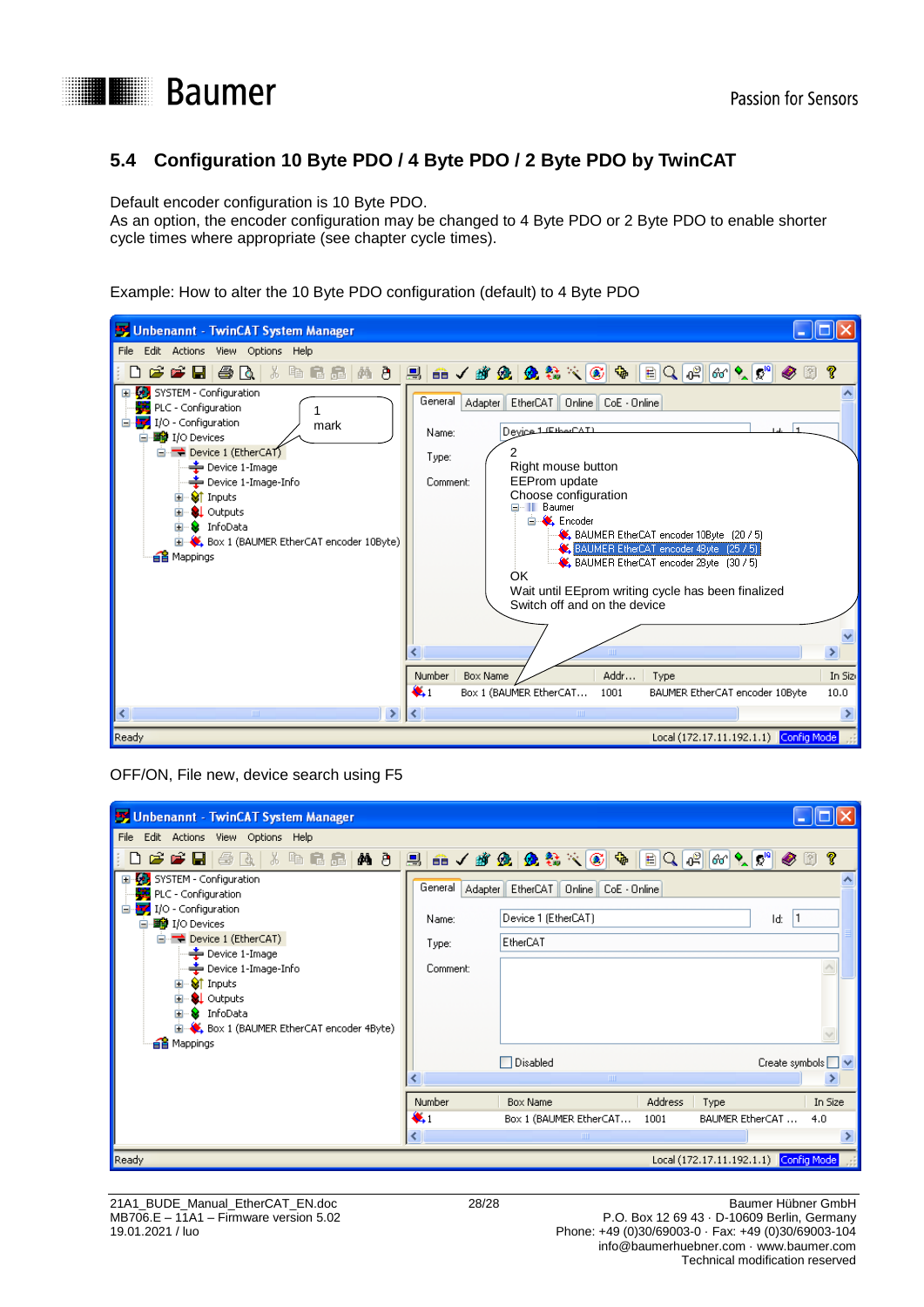## 5.4 Configuration 10 Byte PDO / 4 Byte PDO / 2 Byte PDO by TwinCAT

Default encoder configuration is 10 Byte PDO.
As an option, the encoder configuration may be changed to 4 Byte PDO or 2 Byte PDO to enable shorter cycle times where appropriate (see chapter cycle times).

Example: How to alter the 10 Byte PDO configuration (default) to 4 Byte PDO

1
mark

2
Right mouse button
EEProm update
Choose configuration

OK
Wait until EEprom writing cycle has been finalized
Switch off and on the device

OFF/ON, File new, device search using F5